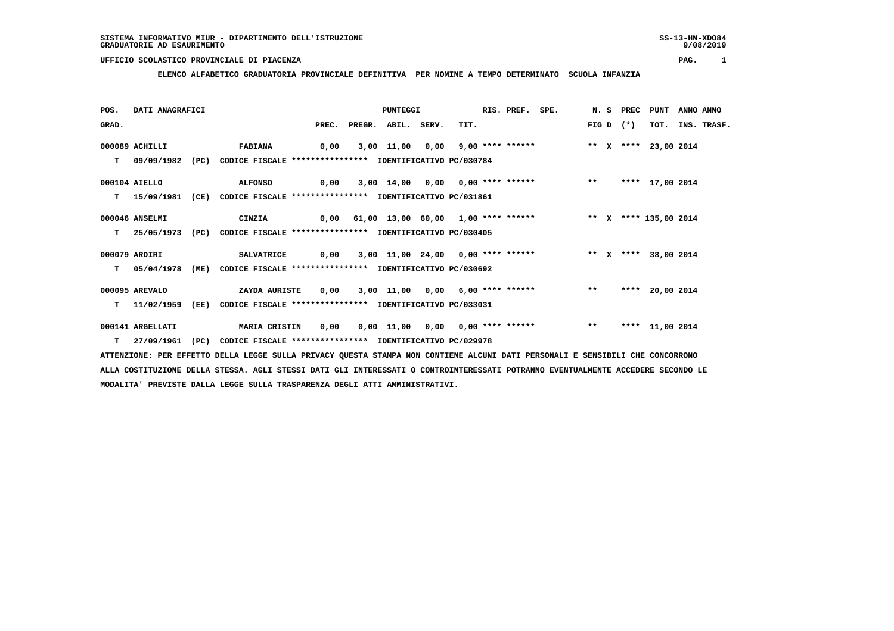SISTEMA INFORMATIVO MIUR - DIPARTIMENTO DELL'ISTRUZIONE
GRADUATORIE AD ESAURIMENTO

UFFICIO SCOLASTICO PROVINCIALE DI PIACENZA

**ELENCO ALFABETICO GRADUATORIA PROVINCIALE DEFINITIVA PER NOMINE A TEMPO DETERMINATO SCUOLA INFANZIA**

| POS. GRAD. | DATI ANAGRAFICI | | PREC. | PREGR. | ABIL. | SERV. | TIT. | RIS. PREF. SPE. | N. S FIG D | PREC (*) | PUNT TOT. | ANNO INS. | ANNO TRASF. |
|---|---|---|---|---|---|---|---|---|---|---|---|---|---|
| 000089 | ACHILLI | FABIANA | 0,00 | 3,00 | 11,00 | 0,00 | 9,00 | **** ****** | ** X | **** | 23,00 | 2014 | |
| T | 09/09/1982 (PC) | CODICE FISCALE **************** IDENTIFICATIVO PC/030784 | | | | | | | | | | | |
| 000104 | AIELLO | ALFONSO | 0,00 | 3,00 | 14,00 | 0,00 | 0,00 | **** ****** | ** | **** | 17,00 | 2014 | |
| T | 15/09/1981 (CE) | CODICE FISCALE **************** IDENTIFICATIVO PC/031861 | | | | | | | | | | | |
| 000046 | ANSELMI | CINZIA | 0,00 | 61,00 | 13,00 | 60,00 | 1,00 | **** ****** | ** X | **** | 135,00 | 2014 | |
| T | 25/05/1973 (PC) | CODICE FISCALE **************** IDENTIFICATIVO PC/030405 | | | | | | | | | | | |
| 000079 | ARDIRI | SALVATRICE | 0,00 | 3,00 | 11,00 | 24,00 | 0,00 | **** ****** | ** X | **** | 38,00 | 2014 | |
| T | 05/04/1978 (ME) | CODICE FISCALE **************** IDENTIFICATIVO PC/030692 | | | | | | | | | | | |
| 000095 | AREVALO | ZAYDA AURISTE | 0,00 | 3,00 | 11,00 | 0,00 | 6,00 | **** ****** | ** | **** | 20,00 | 2014 | |
| T | 11/02/1959 (EE) | CODICE FISCALE **************** IDENTIFICATIVO PC/033031 | | | | | | | | | | | |
| 000141 | ARGELLATI | MARIA CRISTIN | 0,00 | 0,00 | 11,00 | 0,00 | 0,00 | **** ****** | ** | **** | 11,00 | 2014 | |
| T | 27/09/1961 (PC) | CODICE FISCALE **************** IDENTIFICATIVO PC/029978 | | | | | | | | | | | |

ATTENZIONE: PER EFFETTO DELLA LEGGE SULLA PRIVACY QUESTA STAMPA NON CONTIENE ALCUNI DATI PERSONALI E SENSIBILI CHE CONCORRONO ALLA COSTITUZIONE DELLA STESSA. AGLI STESSI DATI GLI INTERESSATI O CONTROINTERESSATI POTRANNO EVENTUALMENTE ACCEDERE SECONDO LE MODALITA' PREVISTE DALLA LEGGE SULLA TRASPARENZA DEGLI ATTI AMMINISTRATIVI.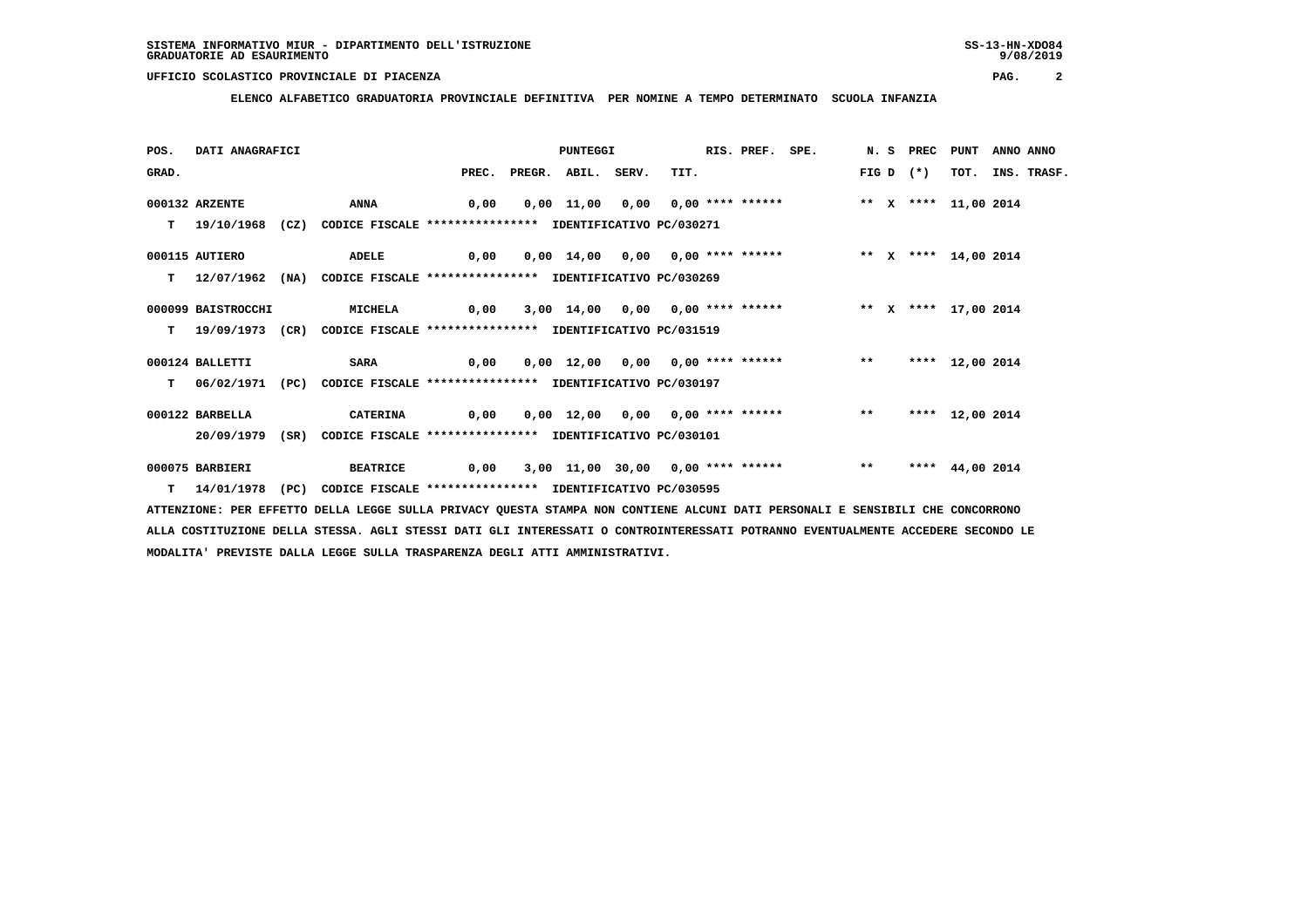SISTEMA INFORMATIVO MIUR - DIPARTIMENTO DELL'ISTRUZIONE
GRADUATORIE AD ESAURIMENTO

UFFICIO SCOLASTICO PROVINCIALE DI PIACENZA

**ELENCO ALFABETICO GRADUATORIA PROVINCIALE DEFINITIVA PER NOMINE A TEMPO DETERMINATO SCUOLA INFANZIA**

| POS. GRAD. | DATI ANAGRAFICI | | PREC. | PREGR. | ABIL. | SERV. | TIT. | RIS. | PREF. | SPE. | N. FIG | S D | PREC (*) | PUNT TOT. | ANNO INS. | ANNO TRASF. |
|---|---|---|---|---|---|---|---|---|---|---|---|---|---|---|---|---|
| 000132 | ARZENTE | ANNA | 0,00 | 0,00 | 11,00 | 0,00 | 0,00 | **** | ****** | | ** | X | **** | 11,00 | 2014 | |
| T | 19/10/1968 (CZ) | CODICE FISCALE **************** IDENTIFICATIVO PC/030271 | | | | | | | | | | | | | | |
| 000115 | AUTIERO | ADELE | 0,00 | 0,00 | 14,00 | 0,00 | 0,00 | **** | ****** | | ** | X | **** | 14,00 | 2014 | |
| T | 12/07/1962 (NA) | CODICE FISCALE **************** IDENTIFICATIVO PC/030269 | | | | | | | | | | | | | | |
| 000099 | BAISTROCCHI | MICHELA | 0,00 | 3,00 | 14,00 | 0,00 | 0,00 | **** | ****** | | ** | X | **** | 17,00 | 2014 | |
| T | 19/09/1973 (CR) | CODICE FISCALE **************** IDENTIFICATIVO PC/031519 | | | | | | | | | | | | | | |
| 000124 | BALLETTI | SARA | 0,00 | 0,00 | 12,00 | 0,00 | 0,00 | **** | ****** | | ** | | **** | 12,00 | 2014 | |
| T | 06/02/1971 (PC) | CODICE FISCALE **************** IDENTIFICATIVO PC/030197 | | | | | | | | | | | | | | |
| 000122 | BARBELLA | CATERINA | 0,00 | 0,00 | 12,00 | 0,00 | 0,00 | **** | ****** | | ** | | **** | 12,00 | 2014 | |
| | 20/09/1979 (SR) | CODICE FISCALE **************** IDENTIFICATIVO PC/030101 | | | | | | | | | | | | | | |
| 000075 | BARBIERI | BEATRICE | 0,00 | 3,00 | 11,00 | 30,00 | 0,00 | **** | ****** | | ** | | **** | 44,00 | 2014 | |
| T | 14/01/1978 (PC) | CODICE FISCALE **************** IDENTIFICATIVO PC/030595 | | | | | | | | | | | | | | |

ATTENZIONE: PER EFFETTO DELLA LEGGE SULLA PRIVACY QUESTA STAMPA NON CONTIENE ALCUNI DATI PERSONALI E SENSIBILI CHE CONCORRONO ALLA COSTITUZIONE DELLA STESSA. AGLI STESSI DATI GLI INTERESSATI O CONTROINTERESSATI POTRANNO EVENTUALMENTE ACCEDERE SECONDO LE MODALITA' PREVISTE DALLA LEGGE SULLA TRASPARENZA DEGLI ATTI AMMINISTRATIVI.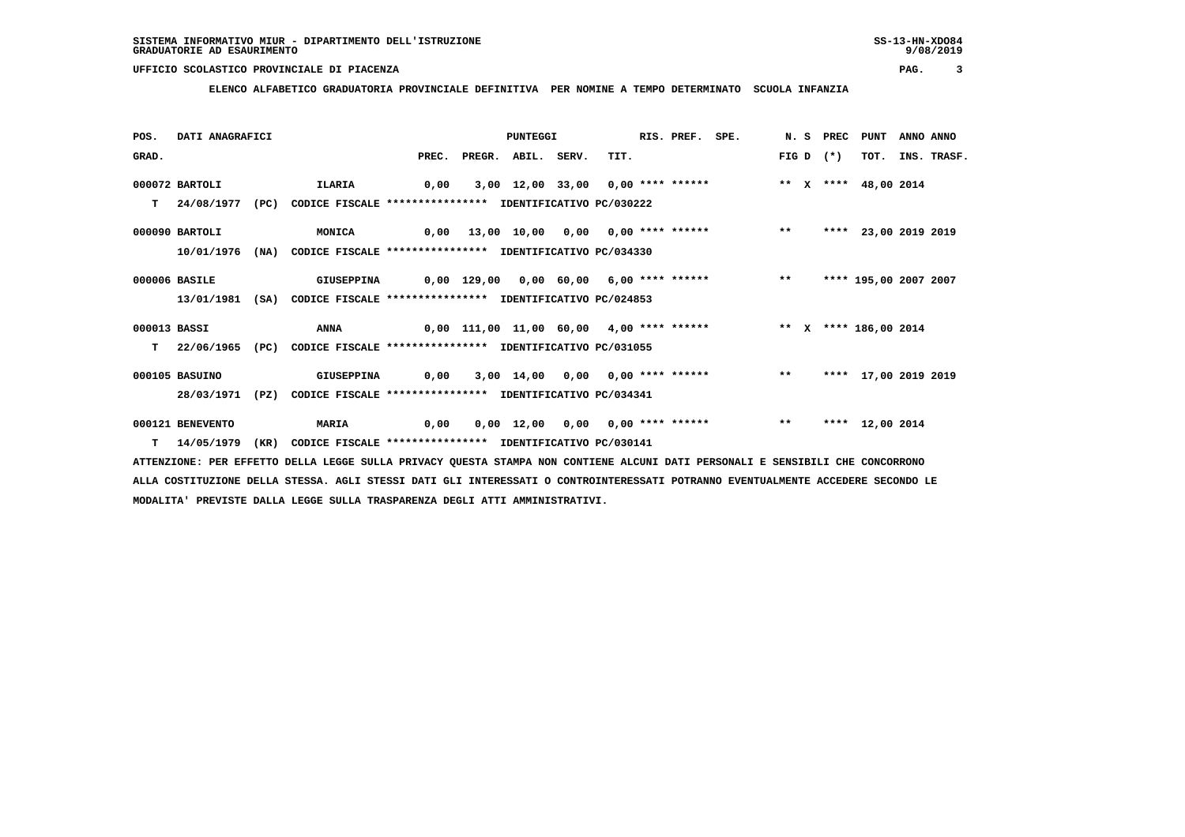**SISTEMA INFORMATIVO MIUR - DIPARTIMENTO DELL'ISTRUZIONE**
**GRADUATORIE AD ESAURIMENTO**

**UFFICIO SCOLASTICO PROVINCIALE DI PIACENZA**

**ELENCO ALFABETICO GRADUATORIA PROVINCIALE DEFINITIVA PER NOMINE A TEMPO DETERMINATO SCUOLA INFANZIA**

| POS. GRAD. | DATI ANAGRAFICI | | | PREC. | PREGR. | ABIL. | SERV. | TIT. | RIS. | PREF. | SPE. | N. FIG | S D | PREC (*) | PUNT TOT. | ANNO INS. | ANNO TRASF. |
|---|---|---|---|---|---|---|---|---|---|---|---|---|---|---|---|---|---|
| 000072 | BARTOLI | ILARIA | | 0,00 | 3,00 | 12,00 | 33,00 | 0,00 | **** | ****** | | ** | X | **** | 48,00 | 2014 | |
| T | 24/08/1977 (PC) | CODICE FISCALE **************** | IDENTIFICATIVO PC/030222 | | | | | | | | | | | | | | |
| 000090 | BARTOLI | MONICA | | 0,00 | 13,00 | 10,00 | 0,00 | 0,00 | **** | ****** | | ** | | **** | 23,00 | 2019 | 2019 |
| | 10/01/1976 (NA) | CODICE FISCALE **************** | IDENTIFICATIVO PC/034330 | | | | | | | | | | | | | | |
| 000006 | BASILE | GIUSEPPINA | | 0,00 | 129,00 | 0,00 | 60,00 | 6,00 | **** | ****** | | ** | | **** | 195,00 | 2007 | 2007 |
| | 13/01/1981 (SA) | CODICE FISCALE **************** | IDENTIFICATIVO PC/024853 | | | | | | | | | | | | | | |
| 000013 | BASSI | ANNA | | 0,00 | 111,00 | 11,00 | 60,00 | 4,00 | **** | ****** | | ** | X | **** | 186,00 | 2014 | |
| T | 22/06/1965 (PC) | CODICE FISCALE **************** | IDENTIFICATIVO PC/031055 | | | | | | | | | | | | | | |
| 000105 | BASUINO | GIUSEPPINA | | 0,00 | 3,00 | 14,00 | 0,00 | 0,00 | **** | ****** | | ** | | **** | 17,00 | 2019 | 2019 |
| | 28/03/1971 (PZ) | CODICE FISCALE **************** | IDENTIFICATIVO PC/034341 | | | | | | | | | | | | | | |
| 000121 | BENEVENTO | MARIA | | 0,00 | 0,00 | 12,00 | 0,00 | 0,00 | **** | ****** | | ** | | **** | 12,00 | 2014 | |
| T | 14/05/1979 (KR) | CODICE FISCALE **************** | IDENTIFICATIVO PC/030141 | | | | | | | | | | | | | | |

ATTENZIONE: PER EFFETTO DELLA LEGGE SULLA PRIVACY QUESTA STAMPA NON CONTIENE ALCUNI DATI PERSONALI E SENSIBILI CHE CONCORRONO ALLA COSTITUZIONE DELLA STESSA. AGLI STESSI DATI GLI INTERESSATI O CONTROINTERESSATI POTRANNO EVENTUALMENTE ACCEDERE SECONDO LE MODALITA' PREVISTE DALLA LEGGE SULLA TRASPARENZA DEGLI ATTI AMMINISTRATIVI.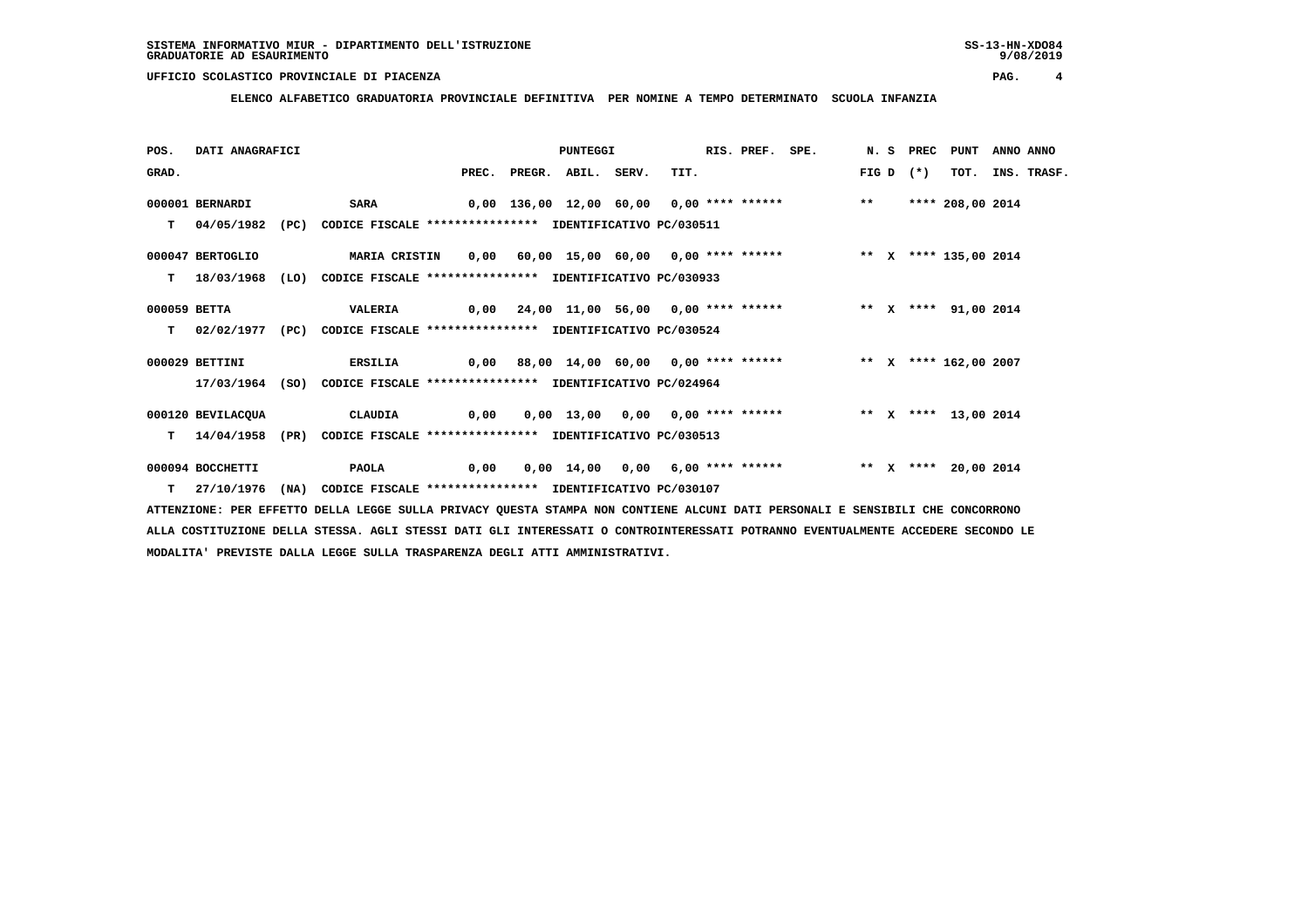SISTEMA INFORMATIVO MIUR - DIPARTIMENTO DELL'ISTRUZIONE
GRADUATORIE AD ESAURIMENTO

UFFICIO SCOLASTICO PROVINCIALE DI PIACENZA

**ELENCO ALFABETICO GRADUATORIA PROVINCIALE DEFINITIVA PER NOMINE A TEMPO DETERMINATO SCUOLA INFANZIA**

| POS. GRAD. | DATI ANAGRAFICI | | PREC. | PREGR. | ABIL. | SERV. | TIT. | RIS. | PREF. | SPE. | N. FIG | S D | PREC (*) | PUNT TOT. | ANNO INS. | ANNO TRASF. |
|---|---|---|---|---|---|---|---|---|---|---|---|---|---|---|---|---|
| 000001 | BERNARDI | SARA | 0,00 | 136,00 | 12,00 | 60,00 | 0,00 | **** | ****** | | ** | | **** | 208,00 | 2014 | |
| T | 04/05/1982 (PC) | CODICE FISCALE **************** IDENTIFICATIVO PC/030511 | | | | | | | | | | | | | | |
| 000047 | BERTOGLIO | MARIA CRISTIN | 0,00 | 60,00 | 15,00 | 60,00 | 0,00 | **** | ****** | | ** | X | **** | 135,00 | 2014 | |
| T | 18/03/1968 (LO) | CODICE FISCALE **************** IDENTIFICATIVO PC/030933 | | | | | | | | | | | | | | |
| 000059 | BETTA | VALERIA | 0,00 | 24,00 | 11,00 | 56,00 | 0,00 | **** | ****** | | ** | X | **** | 91,00 | 2014 | |
| T | 02/02/1977 (PC) | CODICE FISCALE **************** IDENTIFICATIVO PC/030524 | | | | | | | | | | | | | | |
| 000029 | BETTINI | ERSILIA | 0,00 | 88,00 | 14,00 | 60,00 | 0,00 | **** | ****** | | ** | X | **** | 162,00 | 2007 | |
| | 17/03/1964 (SO) | CODICE FISCALE **************** IDENTIFICATIVO PC/024964 | | | | | | | | | | | | | | |
| 000120 | BEVILACQUA | CLAUDIA | 0,00 | 0,00 | 13,00 | 0,00 | 0,00 | **** | ****** | | ** | X | **** | 13,00 | 2014 | |
| T | 14/04/1958 (PR) | CODICE FISCALE **************** IDENTIFICATIVO PC/030513 | | | | | | | | | | | | | | |
| 000094 | BOCCHETTI | PAOLA | 0,00 | 0,00 | 14,00 | 0,00 | 6,00 | **** | ****** | | ** | X | **** | 20,00 | 2014 | |
| T | 27/10/1976 (NA) | CODICE FISCALE **************** IDENTIFICATIVO PC/030107 | | | | | | | | | | | | | | |

ATTENZIONE: PER EFFETTO DELLA LEGGE SULLA PRIVACY QUESTA STAMPA NON CONTIENE ALCUNI DATI PERSONALI E SENSIBILI CHE CONCORRONO ALLA COSTITUZIONE DELLA STESSA. AGLI STESSI DATI GLI INTERESSATI O CONTROINTERESSATI POTRANNO EVENTUALMENTE ACCEDERE SECONDO LE MODALITA' PREVISTE DALLA LEGGE SULLA TRASPARENZA DEGLI ATTI AMMINISTRATIVI.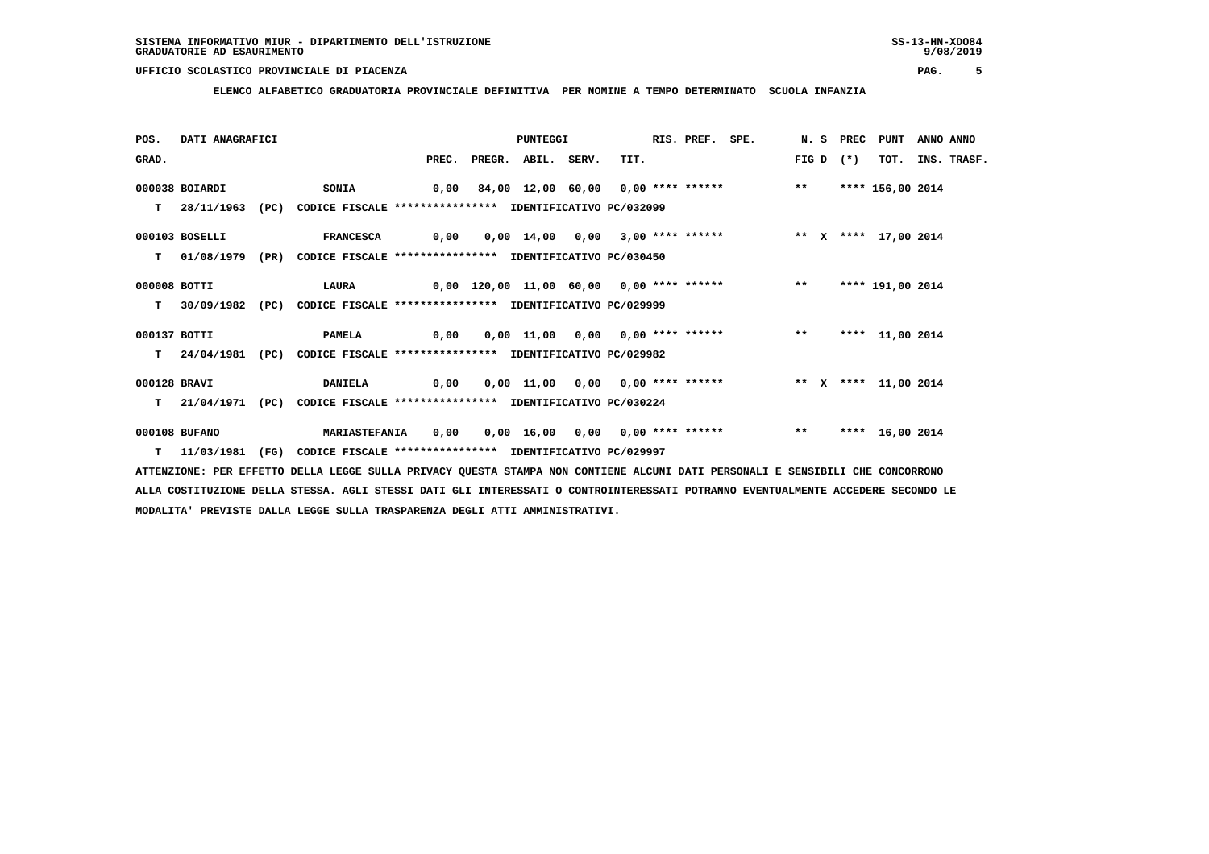SISTEMA INFORMATIVO MIUR - DIPARTIMENTO DELL'ISTRUZIONE
GRADUATORIE AD ESAURIMENTO

UFFICIO SCOLASTICO PROVINCIALE DI PIACENZA

**ELENCO ALFABETICO GRADUATORIA PROVINCIALE DEFINITIVA PER NOMINE A TEMPO DETERMINATO SCUOLA INFANZIA**

| POS. GRAD. | DATI ANAGRAFICI | | PREC. | PREGR. | ABIL. | SERV. | TIT. | RIS. | PREF. | SPE. | N. S FIG D | PREC (*) | PUNT TOT. | ANNO INS. | ANNO TRASF. |
|---|---|---|---|---|---|---|---|---|---|---|---|---|---|---|---|
| 000038 | BOIARDI | SONIA | 0,00 | 84,00 | 12,00 | 60,00 | 0,00 | **** | ****** | | ** | **** | 156,00 | 2014 | |
| T | 28/11/1963 (PC) | CODICE FISCALE **************** IDENTIFICATIVO PC/032099 | | | | | | | | | | | | | |
| 000103 | BOSELLI | FRANCESCA | 0,00 | 0,00 | 14,00 | 0,00 | 3,00 | **** | ****** | | ** X | **** | 17,00 | 2014 | |
| T | 01/08/1979 (PR) | CODICE FISCALE **************** IDENTIFICATIVO PC/030450 | | | | | | | | | | | | | |
| 000008 | BOTTI | LAURA | 0,00 | 120,00 | 11,00 | 60,00 | 0,00 | **** | ****** | | ** | **** | 191,00 | 2014 | |
| T | 30/09/1982 (PC) | CODICE FISCALE **************** IDENTIFICATIVO PC/029999 | | | | | | | | | | | | | |
| 000137 | BOTTI | PAMELA | 0,00 | 0,00 | 11,00 | 0,00 | 0,00 | **** | ****** | | ** | **** | 11,00 | 2014 | |
| T | 24/04/1981 (PC) | CODICE FISCALE **************** IDENTIFICATIVO PC/029982 | | | | | | | | | | | | | |
| 000128 | BRAVI | DANIELA | 0,00 | 0,00 | 11,00 | 0,00 | 0,00 | **** | ****** | | ** X | **** | 11,00 | 2014 | |
| T | 21/04/1971 (PC) | CODICE FISCALE **************** IDENTIFICATIVO PC/030224 | | | | | | | | | | | | | |
| 000108 | BUFANO | MARIASTEFANIA | 0,00 | 0,00 | 16,00 | 0,00 | 0,00 | **** | ****** | | ** | **** | 16,00 | 2014 | |
| T | 11/03/1981 (FG) | CODICE FISCALE **************** IDENTIFICATIVO PC/029997 | | | | | | | | | | | | | |

ATTENZIONE: PER EFFETTO DELLA LEGGE SULLA PRIVACY QUESTA STAMPA NON CONTIENE ALCUNI DATI PERSONALI E SENSIBILI CHE CONCORRONO ALLA COSTITUZIONE DELLA STESSA. AGLI STESSI DATI GLI INTERESSATI O CONTROINTERESSATI POTRANNO EVENTUALMENTE ACCEDERE SECONDO LE MODALITA' PREVISTE DALLA LEGGE SULLA TRASPARENZA DEGLI ATTI AMMINISTRATIVI.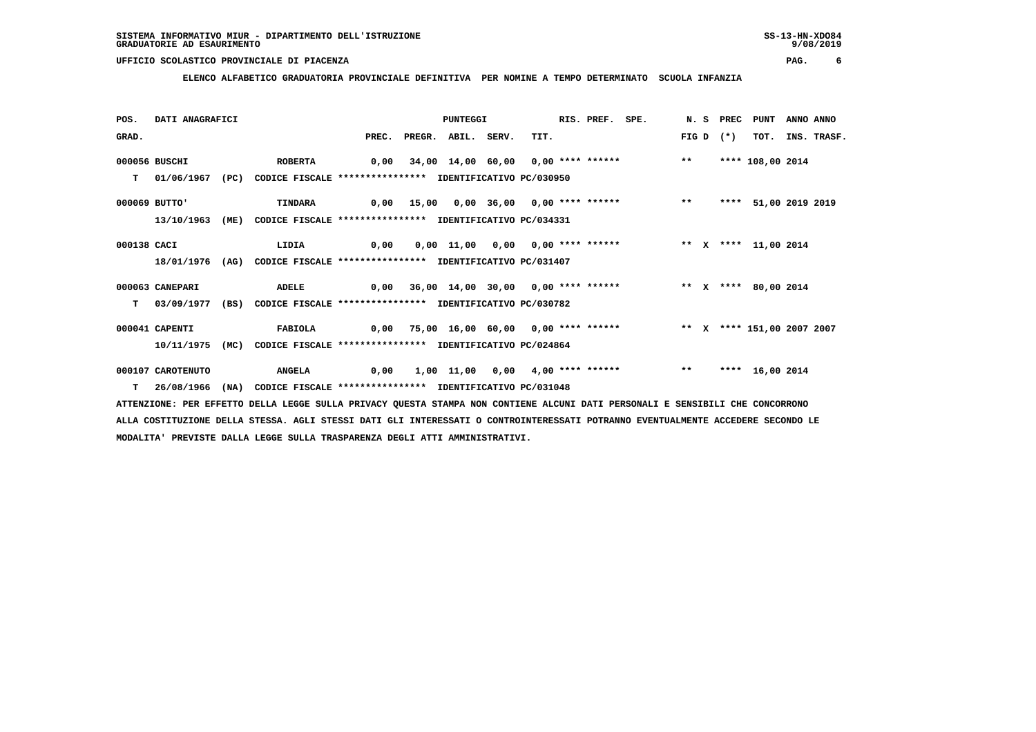SISTEMA INFORMATIVO MIUR - DIPARTIMENTO DELL'ISTRUZIONE
GRADUATORIE AD ESAURIMENTO

UFFICIO SCOLASTICO PROVINCIALE DI PIACENZA

**ELENCO ALFABETICO GRADUATORIA PROVINCIALE DEFINITIVA PER NOMINE A TEMPO DETERMINATO SCUOLA INFANZIA**

| POS. GRAD. | DATI ANAGRAFICI | | PREC. | PREGR. | ABIL. | SERV. | TIT. | RIS. PREF. SPE. | N. S FIG D | PREC (*) | PUNT TOT. | ANNO INS. | ANNO TRASF. |
|---|---|---|---|---|---|---|---|---|---|---|---|---|---|
| 000056 | BUSCHI | ROBERTA | 0,00 | 34,00 | 14,00 | 60,00 | 0,00 | **** ****** | ** | **** | 108,00 | 2014 | |
| T | 01/06/1967 (PC) | CODICE FISCALE **************** IDENTIFICATIVO PC/030950 | | | | | | | | | | | |
| 000069 | BUTTO' | TINDARA | 0,00 | 15,00 | 0,00 | 36,00 | 0,00 | **** ****** | ** | **** | 51,00 | 2019 | 2019 |
| | 13/10/1963 (ME) | CODICE FISCALE **************** IDENTIFICATIVO PC/034331 | | | | | | | | | | | |
| 000138 | CACI | LIDIA | 0,00 | 0,00 | 11,00 | 0,00 | 0,00 | **** ****** | ** X | **** | 11,00 | 2014 | |
| | 18/01/1976 (AG) | CODICE FISCALE **************** IDENTIFICATIVO PC/031407 | | | | | | | | | | | |
| 000063 | CANEPARI | ADELE | 0,00 | 36,00 | 14,00 | 30,00 | 0,00 | **** ****** | ** X | **** | 80,00 | 2014 | |
| T | 03/09/1977 (BS) | CODICE FISCALE **************** IDENTIFICATIVO PC/030782 | | | | | | | | | | | |
| 000041 | CAPENTI | FABIOLA | 0,00 | 75,00 | 16,00 | 60,00 | 0,00 | **** ****** | ** X | **** | 151,00 | 2007 | 2007 |
| | 10/11/1975 (MC) | CODICE FISCALE **************** IDENTIFICATIVO PC/024864 | | | | | | | | | | | |
| 000107 | CAROTENUTO | ANGELA | 0,00 | 1,00 | 11,00 | 0,00 | 4,00 | **** ****** | ** | **** | 16,00 | 2014 | |
| T | 26/08/1966 (NA) | CODICE FISCALE **************** IDENTIFICATIVO PC/031048 | | | | | | | | | | | |

ATTENZIONE: PER EFFETTO DELLA LEGGE SULLA PRIVACY QUESTA STAMPA NON CONTIENE ALCUNI DATI PERSONALI E SENSIBILI CHE CONCORRONO ALLA COSTITUZIONE DELLA STESSA. AGLI STESSI DATI GLI INTERESSATI O CONTROINTERESSATI POTRANNO EVENTUALMENTE ACCEDERE SECONDO LE MODALITA' PREVISTE DALLA LEGGE SULLA TRASPARENZA DEGLI ATTI AMMINISTRATIVI.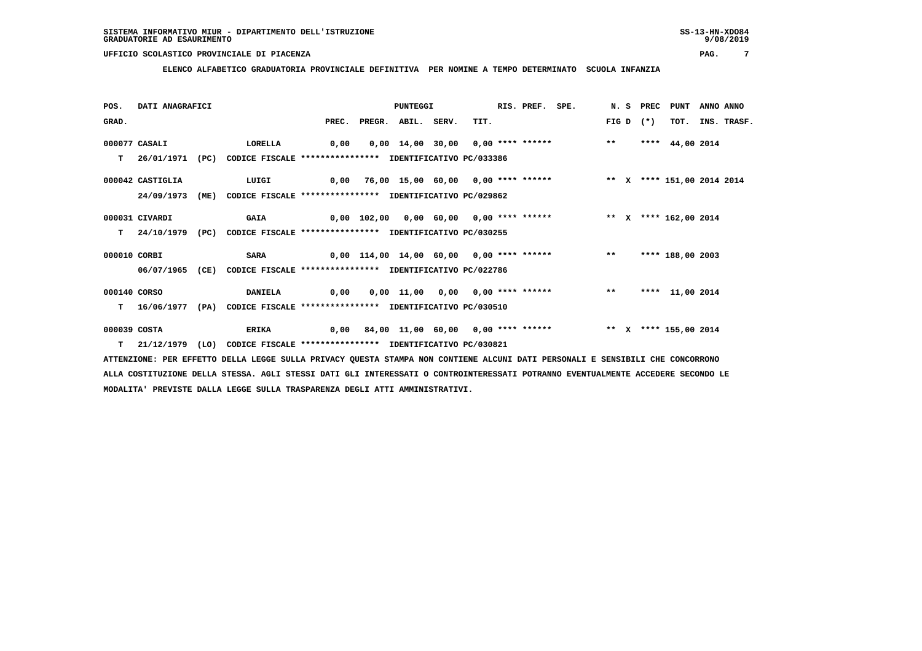SISTEMA INFORMATIVO MIUR - DIPARTIMENTO DELL'ISTRUZIONE
GRADUATORIE AD ESAURIMENTO

UFFICIO SCOLASTICO PROVINCIALE DI PIACENZA

**ELENCO ALFABETICO GRADUATORIA PROVINCIALE DEFINITIVA PER NOMINE A TEMPO DETERMINATO SCUOLA INFANZIA**

| POS. GRAD. | DATI ANAGRAFICI | | | PREC. | PREGR. | ABIL. | SERV. | TIT. | RIS. | PREF. | SPE. | N. S FIG D | PREC (*) | PUNT TOT. | ANNO INS. | ANNO TRASF. |
|---|---|---|---|---|---|---|---|---|---|---|---|---|---|---|---|---|
| 000077 | CASALI | LORELLA | | 0,00 | 0,00 | 14,00 | 30,00 | 0,00 | **** | ****** | | ** | **** | 44,00 | 2014 | |
| T | 26/01/1971 (PC) | CODICE FISCALE **************** | IDENTIFICATIVO PC/033386 | | | | | | | | | | | | | |
| 000042 | CASTIGLIA | LUIGI | | 0,00 | 76,00 | 15,00 | 60,00 | 0,00 | **** | ****** | | ** X | **** | 151,00 | 2014 | 2014 |
| | 24/09/1973 (ME) | CODICE FISCALE **************** | IDENTIFICATIVO PC/029862 | | | | | | | | | | | | | |
| 000031 | CIVARDI | GAIA | | 0,00 | 102,00 | 0,00 | 60,00 | 0,00 | **** | ****** | | ** X | **** | 162,00 | 2014 | |
| T | 24/10/1979 (PC) | CODICE FISCALE **************** | IDENTIFICATIVO PC/030255 | | | | | | | | | | | | | |
| 000010 | CORBI | SARA | | 0,00 | 114,00 | 14,00 | 60,00 | 0,00 | **** | ****** | | ** | **** | 188,00 | 2003 | |
| | 06/07/1965 (CE) | CODICE FISCALE **************** | IDENTIFICATIVO PC/022786 | | | | | | | | | | | | | |
| 000140 | CORSO | DANIELA | | 0,00 | 0,00 | 11,00 | 0,00 | 0,00 | **** | ****** | | ** | **** | 11,00 | 2014 | |
| T | 16/06/1977 (PA) | CODICE FISCALE **************** | IDENTIFICATIVO PC/030510 | | | | | | | | | | | | | |
| 000039 | COSTA | ERIKA | | 0,00 | 84,00 | 11,00 | 60,00 | 0,00 | **** | ****** | | ** X | **** | 155,00 | 2014 | |
| T | 21/12/1979 (LO) | CODICE FISCALE **************** | IDENTIFICATIVO PC/030821 | | | | | | | | | | | | | |

ATTENZIONE: PER EFFETTO DELLA LEGGE SULLA PRIVACY QUESTA STAMPA NON CONTIENE ALCUNI DATI PERSONALI E SENSIBILI CHE CONCORRONO ALLA COSTITUZIONE DELLA STESSA. AGLI STESSI DATI GLI INTERESSATI O CONTROINTERESSATI POTRANNO EVENTUALMENTE ACCEDERE SECONDO LE MODALITA' PREVISTE DALLA LEGGE SULLA TRASPARENZA DEGLI ATTI AMMINISTRATIVI.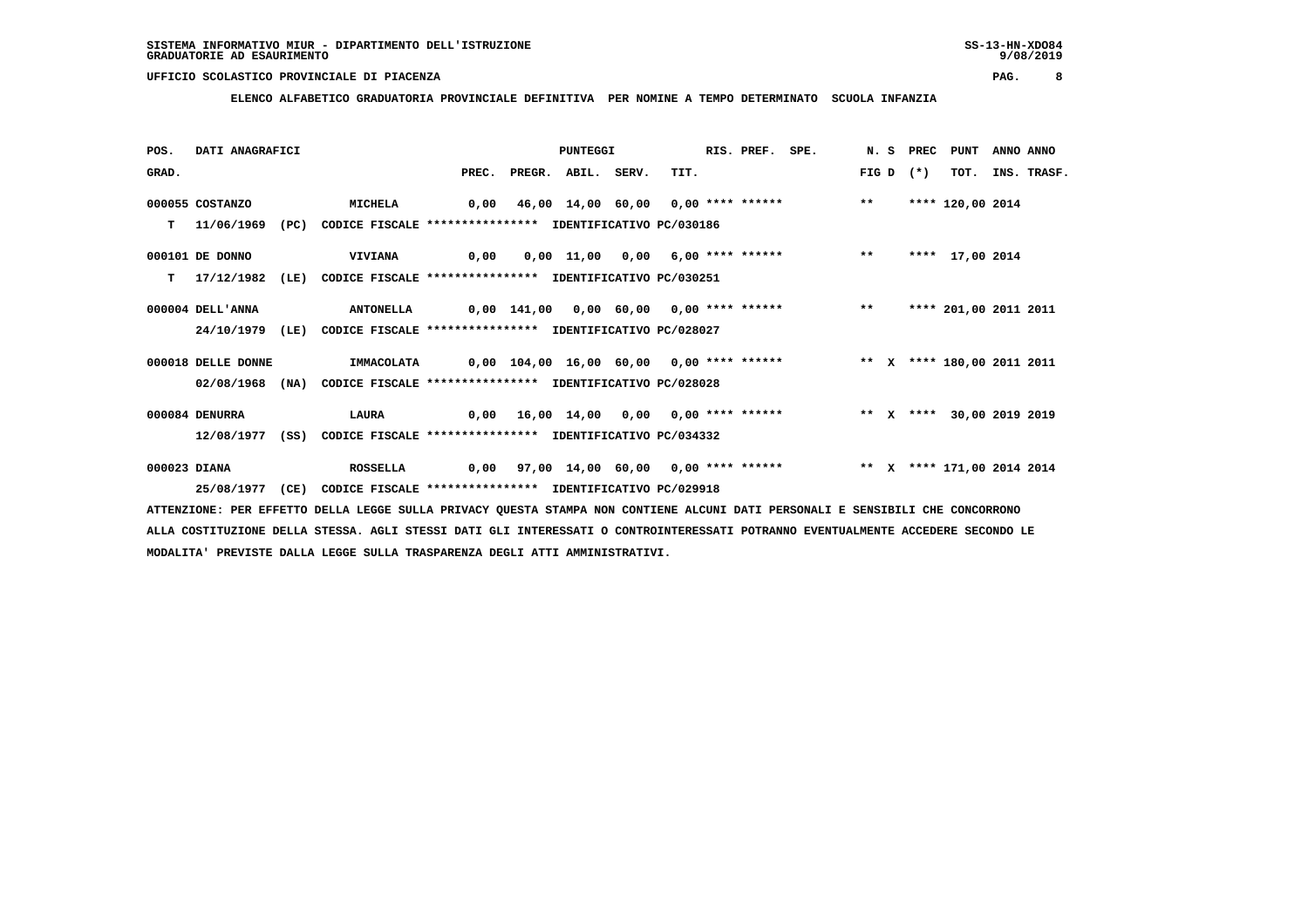SISTEMA INFORMATIVO MIUR - DIPARTIMENTO DELL'ISTRUZIONE
GRADUATORIE AD ESAURIMENTO

UFFICIO SCOLASTICO PROVINCIALE DI PIACENZA

**ELENCO ALFABETICO GRADUATORIA PROVINCIALE DEFINITIVA PER NOMINE A TEMPO DETERMINATO SCUOLA INFANZIA**

| POS. GRAD. | DATI ANAGRAFICI | | PREC. | PREGR. | ABIL. | SERV. | TIT. | RIS. | PREF. | SPE. | N. S FIG D | PREC (*) | PUNT TOT. | ANNO INS. | ANNO TRASF. |
|---|---|---|---|---|---|---|---|---|---|---|---|---|---|---|---|
| 000055 | COSTANZO | MICHELA | 0,00 | 46,00 | 14,00 | 60,00 | 0,00 | **** | ****** | | ** | **** | 120,00 | 2014 | |
| T | 11/06/1969 (PC) | CODICE FISCALE **************** IDENTIFICATIVO PC/030186 | | | | | | | | | | | | | |
| 000101 | DE DONNO | VIVIANA | 0,00 | 0,00 | 11,00 | 0,00 | 6,00 | **** | ****** | | ** | **** | 17,00 | 2014 | |
| T | 17/12/1982 (LE) | CODICE FISCALE **************** IDENTIFICATIVO PC/030251 | | | | | | | | | | | | | |
| 000004 | DELL'ANNA | ANTONELLA | 0,00 | 141,00 | 0,00 | 60,00 | 0,00 | **** | ****** | | ** | **** | 201,00 | 2011 | 2011 |
| | 24/10/1979 (LE) | CODICE FISCALE **************** IDENTIFICATIVO PC/028027 | | | | | | | | | | | | | |
| 000018 | DELLE DONNE | IMMACOLATA | 0,00 | 104,00 | 16,00 | 60,00 | 0,00 | **** | ****** | | ** X | **** | 180,00 | 2011 | 2011 |
| | 02/08/1968 (NA) | CODICE FISCALE **************** IDENTIFICATIVO PC/028028 | | | | | | | | | | | | | |
| 000084 | DENURRA | LAURA | 0,00 | 16,00 | 14,00 | 0,00 | 0,00 | **** | ****** | | ** X | **** | 30,00 | 2019 | 2019 |
| | 12/08/1977 (SS) | CODICE FISCALE **************** IDENTIFICATIVO PC/034332 | | | | | | | | | | | | | |
| 000023 | DIANA | ROSSELLA | 0,00 | 97,00 | 14,00 | 60,00 | 0,00 | **** | ****** | | ** X | **** | 171,00 | 2014 | 2014 |
| | 25/08/1977 (CE) | CODICE FISCALE **************** IDENTIFICATIVO PC/029918 | | | | | | | | | | | | | |

ATTENZIONE: PER EFFETTO DELLA LEGGE SULLA PRIVACY QUESTA STAMPA NON CONTIENE ALCUNI DATI PERSONALI E SENSIBILI CHE CONCORRONO ALLA COSTITUZIONE DELLA STESSA. AGLI STESSI DATI GLI INTERESSATI O CONTROINTERESSATI POTRANNO EVENTUALMENTE ACCEDERE SECONDO LE MODALITA' PREVISTE DALLA LEGGE SULLA TRASPARENZA DEGLI ATTI AMMINISTRATIVI.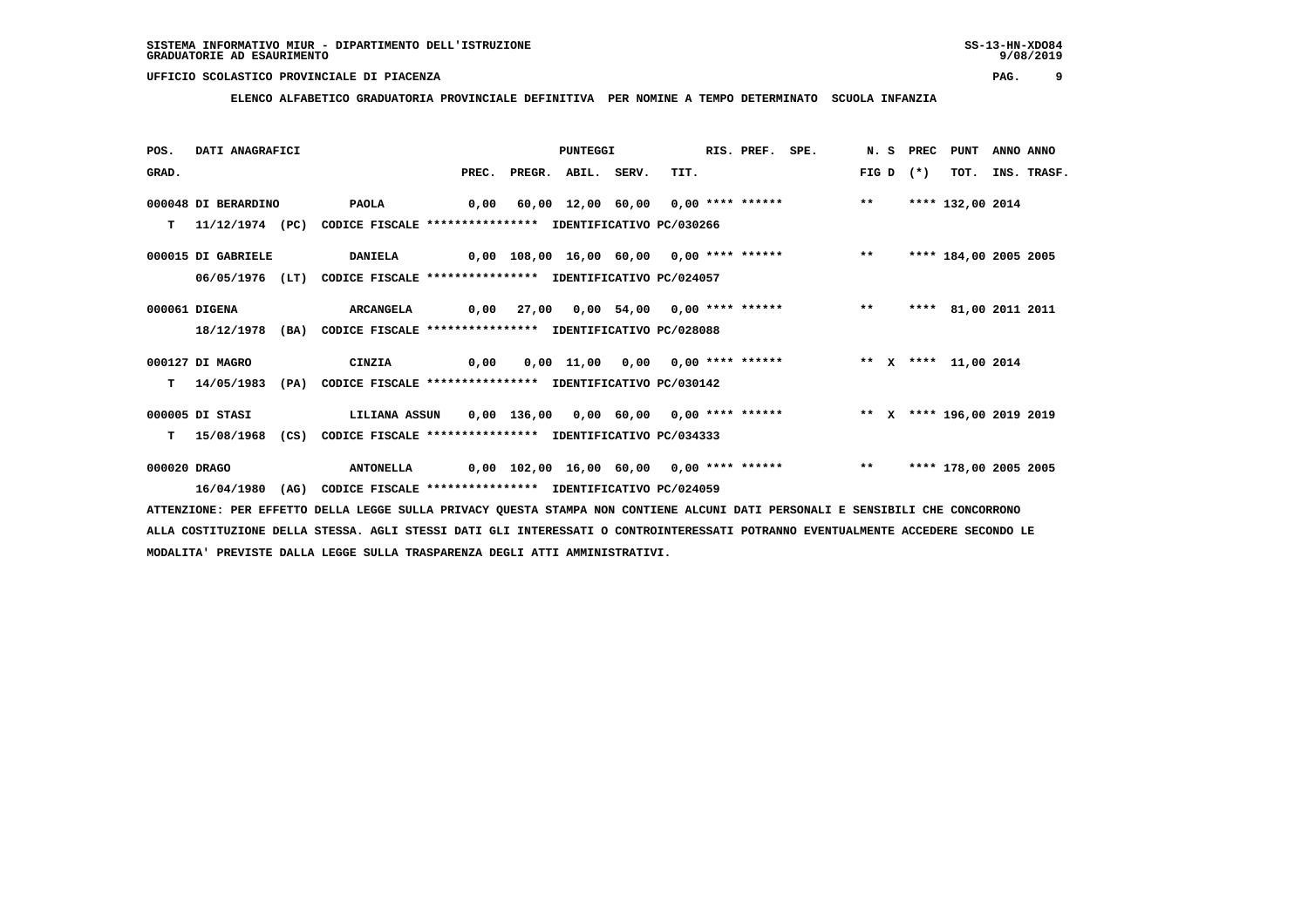**SISTEMA INFORMATIVO MIUR - DIPARTIMENTO DELL'ISTRUZIONE**
**GRADUATORIE AD ESAURIMENTO**

**UFFICIO SCOLASTICO PROVINCIALE DI PIACENZA**

**ELENCO ALFABETICO GRADUATORIA PROVINCIALE DEFINITIVA PER NOMINE A TEMPO DETERMINATO SCUOLA INFANZIA**

| POS. GRAD. | DATI ANAGRAFICI | | PREC. | PREGR. | ABIL. | SERV. | TIT. | RIS. | PREF. | SPE. | N. S FIG D | PREC (*) | PUNT TOT. | ANNO INS. | ANNO TRASF. |
|---|---|---|---|---|---|---|---|---|---|---|---|---|---|---|---|
| 000048 | DI BERARDINO | PAOLA | 0,00 | 60,00 | 12,00 | 60,00 | 0,00 | **** | ****** | | ** | **** | 132,00 | 2014 | |
| T | 11/12/1974 (PC) | CODICE FISCALE **************** IDENTIFICATIVO PC/030266 | | | | | | | | | | | | | |
| 000015 | DI GABRIELE | DANIELA | 0,00 | 108,00 | 16,00 | 60,00 | 0,00 | **** | ****** | | ** | **** | 184,00 | 2005 | 2005 |
| | 06/05/1976 (LT) | CODICE FISCALE **************** IDENTIFICATIVO PC/024057 | | | | | | | | | | | | | |
| 000061 | DIGENA | ARCANGELA | 0,00 | 27,00 | 0,00 | 54,00 | 0,00 | **** | ****** | | ** | **** | 81,00 | 2011 | 2011 |
| | 18/12/1978 (BA) | CODICE FISCALE **************** IDENTIFICATIVO PC/028088 | | | | | | | | | | | | | |
| 000127 | DI MAGRO | CINZIA | 0,00 | 0,00 | 11,00 | 0,00 | 0,00 | **** | ****** | | ** X | **** | 11,00 | 2014 | |
| T | 14/05/1983 (PA) | CODICE FISCALE **************** IDENTIFICATIVO PC/030142 | | | | | | | | | | | | | |
| 000005 | DI STASI | LILIANA ASSUN | 0,00 | 136,00 | 0,00 | 60,00 | 0,00 | **** | ****** | | ** X | **** | 196,00 | 2019 | 2019 |
| T | 15/08/1968 (CS) | CODICE FISCALE **************** IDENTIFICATIVO PC/034333 | | | | | | | | | | | | | |
| 000020 | DRAGO | ANTONELLA | 0,00 | 102,00 | 16,00 | 60,00 | 0,00 | **** | ****** | | ** | **** | 178,00 | 2005 | 2005 |
| | 16/04/1980 (AG) | CODICE FISCALE **************** IDENTIFICATIVO PC/024059 | | | | | | | | | | | | | |

ATTENZIONE: PER EFFETTO DELLA LEGGE SULLA PRIVACY QUESTA STAMPA NON CONTIENE ALCUNI DATI PERSONALI E SENSIBILI CHE CONCORRONO ALLA COSTITUZIONE DELLA STESSA. AGLI STESSI DATI GLI INTERESSATI O CONTROINTERESSATI POTRANNO EVENTUALMENTE ACCEDERE SECONDO LE MODALITA' PREVISTE DALLA LEGGE SULLA TRASPARENZA DEGLI ATTI AMMINISTRATIVI.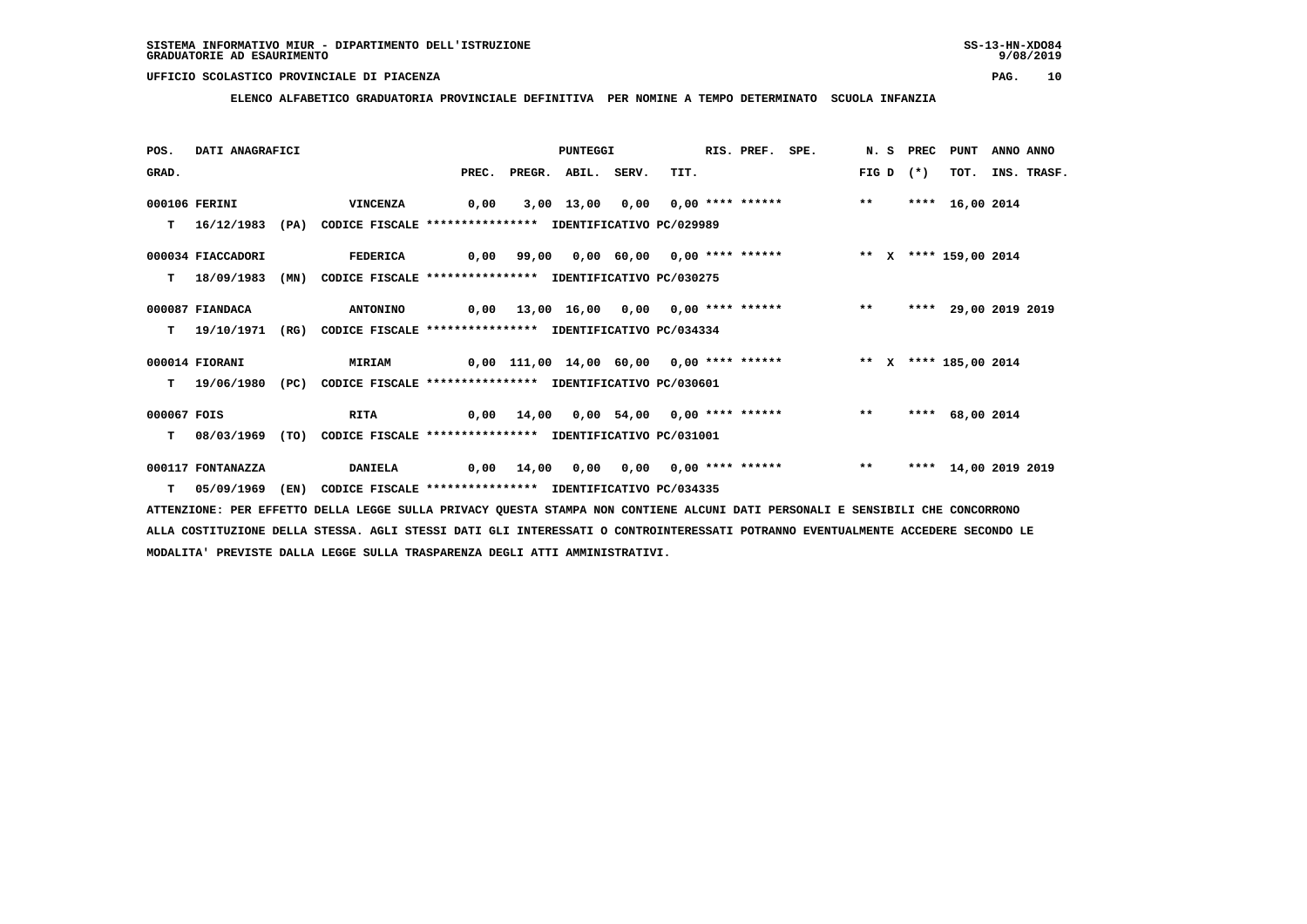SISTEMA INFORMATIVO MIUR - DIPARTIMENTO DELL'ISTRUZIONE
GRADUATORIE AD ESAURIMENTO

UFFICIO SCOLASTICO PROVINCIALE DI PIACENZA

**ELENCO ALFABETICO GRADUATORIA PROVINCIALE DEFINITIVA PER NOMINE A TEMPO DETERMINATO SCUOLA INFANZIA**

| POS. GRAD. | DATI ANAGRAFICI | | PREC. | PREGR. | ABIL. | SERV. | TIT. | RIS. PREF. SPE. | N. S FIG D | PREC (*) | PUNT TOT. | ANNO INS. | ANNO TRASF. |
|---|---|---|---|---|---|---|---|---|---|---|---|---|---|
| 000106 | FERINI | VINCENZA | 0,00 | 3,00 | 13,00 | 0,00 | 0,00 | **** ****** | ** | **** | 16,00 | 2014 | |
| T | 16/12/1983 (PA) | CODICE FISCALE **************** IDENTIFICATIVO PC/029989 | | | | | | | | | | | |
| 000034 | FIACCADORI | FEDERICA | 0,00 | 99,00 | 0,00 | 60,00 | 0,00 | **** ****** | ** X | **** | 159,00 | 2014 | |
| T | 18/09/1983 (MN) | CODICE FISCALE **************** IDENTIFICATIVO PC/030275 | | | | | | | | | | | |
| 000087 | FIANDACA | ANTONINO | 0,00 | 13,00 | 16,00 | 0,00 | 0,00 | **** ****** | ** | **** | 29,00 | 2019 | 2019 |
| T | 19/10/1971 (RG) | CODICE FISCALE **************** IDENTIFICATIVO PC/034334 | | | | | | | | | | | |
| 000014 | FIORANI | MIRIAM | 0,00 | 111,00 | 14,00 | 60,00 | 0,00 | **** ****** | ** X | **** | 185,00 | 2014 | |
| T | 19/06/1980 (PC) | CODICE FISCALE **************** IDENTIFICATIVO PC/030601 | | | | | | | | | | | |
| 000067 | FOIS | RITA | 0,00 | 14,00 | 0,00 | 54,00 | 0,00 | **** ****** | ** | **** | 68,00 | 2014 | |
| T | 08/03/1969 (TO) | CODICE FISCALE **************** IDENTIFICATIVO PC/031001 | | | | | | | | | | | |
| 000117 | FONTANAZZA | DANIELA | 0,00 | 14,00 | 0,00 | 0,00 | 0,00 | **** ****** | ** | **** | 14,00 | 2019 | 2019 |
| T | 05/09/1969 (EN) | CODICE FISCALE **************** IDENTIFICATIVO PC/034335 | | | | | | | | | | | |

ATTENZIONE: PER EFFETTO DELLA LEGGE SULLA PRIVACY QUESTA STAMPA NON CONTIENE ALCUNI DATI PERSONALI E SENSIBILI CHE CONCORRONO ALLA COSTITUZIONE DELLA STESSA. AGLI STESSI DATI GLI INTERESSATI O CONTROINTERESSATI POTRANNO EVENTUALMENTE ACCEDERE SECONDO LE MODALITA' PREVISTE DALLA LEGGE SULLA TRASPARENZA DEGLI ATTI AMMINISTRATIVI.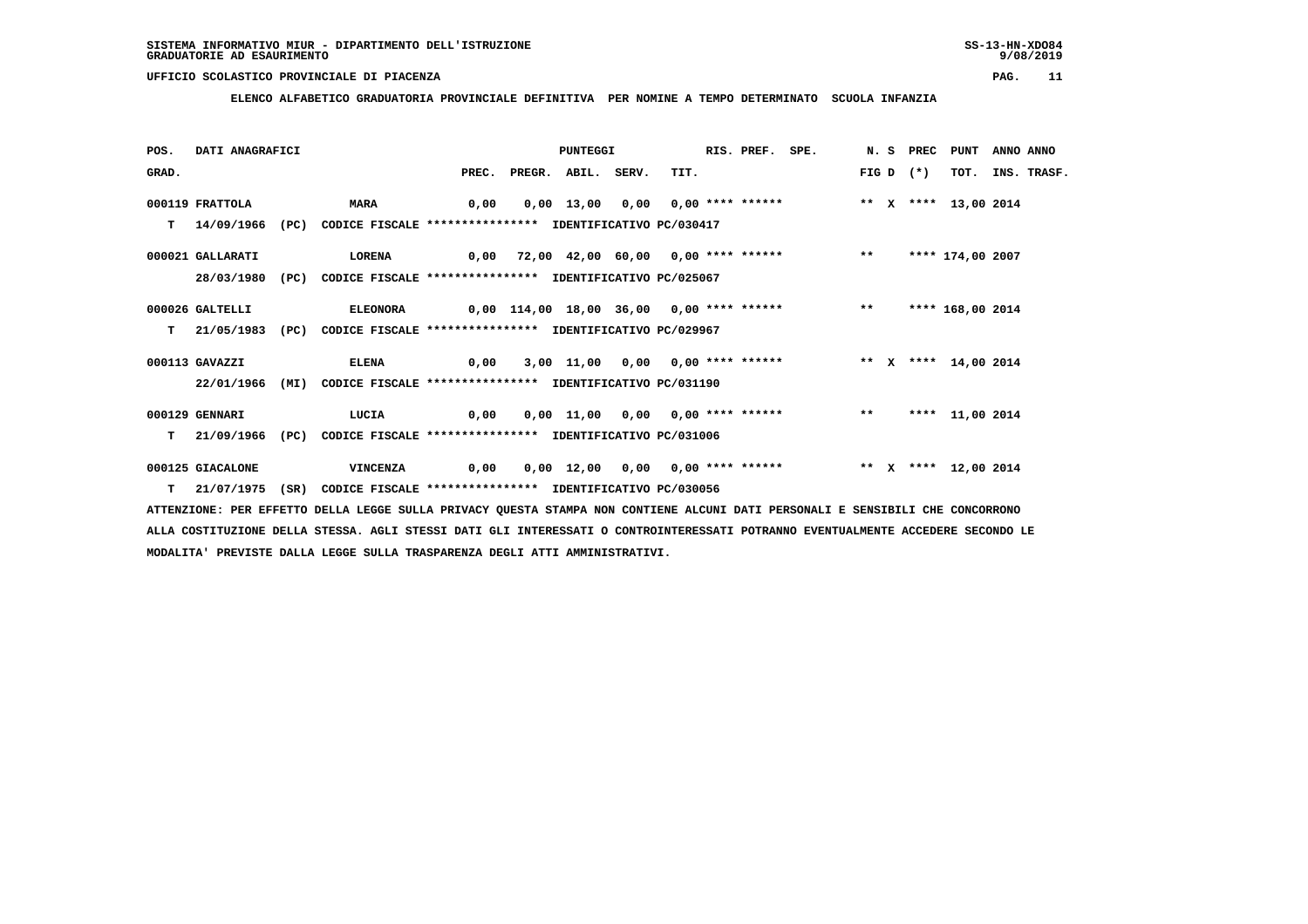SISTEMA INFORMATIVO MIUR - DIPARTIMENTO DELL'ISTRUZIONE
GRADUATORIE AD ESAURIMENTO

UFFICIO SCOLASTICO PROVINCIALE DI PIACENZA

**ELENCO ALFABETICO GRADUATORIA PROVINCIALE DEFINITIVA PER NOMINE A TEMPO DETERMINATO SCUOLA INFANZIA**

| POS. GRAD. | DATI ANAGRAFICI | | PREC. | PREGR. | ABIL. | SERV. | TIT. | RIS. | PREF. | SPE. | N. FIG | S D | PREC (*) | PUNT TOT. | ANNO INS. | ANNO TRASF. |
|---|---|---|---|---|---|---|---|---|---|---|---|---|---|---|---|---|
| 000119 | FRATTOLA | MARA | 0,00 | 0,00 | 13,00 | 0,00 | 0,00 | **** | ****** | | ** | X | **** | 13,00 | 2014 | |
| T | 14/09/1966 (PC) | CODICE FISCALE **************** IDENTIFICATIVO PC/030417 | | | | | | | | | | | | | | |
| 000021 | GALLARATI | LORENA | 0,00 | 72,00 | 42,00 | 60,00 | 0,00 | **** | ****** | | ** | | **** | 174,00 | 2007 | |
| | 28/03/1980 (PC) | CODICE FISCALE **************** IDENTIFICATIVO PC/025067 | | | | | | | | | | | | | | |
| 000026 | GALTELLI | ELEONORA | 0,00 | 114,00 | 18,00 | 36,00 | 0,00 | **** | ****** | | ** | | **** | 168,00 | 2014 | |
| T | 21/05/1983 (PC) | CODICE FISCALE **************** IDENTIFICATIVO PC/029967 | | | | | | | | | | | | | | |
| 000113 | GAVAZZI | ELENA | 0,00 | 3,00 | 11,00 | 0,00 | 0,00 | **** | ****** | | ** | X | **** | 14,00 | 2014 | |
| | 22/01/1966 (MI) | CODICE FISCALE **************** IDENTIFICATIVO PC/031190 | | | | | | | | | | | | | | |
| 000129 | GENNARI | LUCIA | 0,00 | 0,00 | 11,00 | 0,00 | 0,00 | **** | ****** | | ** | | **** | 11,00 | 2014 | |
| T | 21/09/1966 (PC) | CODICE FISCALE **************** IDENTIFICATIVO PC/031006 | | | | | | | | | | | | | | |
| 000125 | GIACALONE | VINCENZA | 0,00 | 0,00 | 12,00 | 0,00 | 0,00 | **** | ****** | | ** | X | **** | 12,00 | 2014 | |
| T | 21/07/1975 (SR) | CODICE FISCALE **************** IDENTIFICATIVO PC/030056 | | | | | | | | | | | | | | |

ATTENZIONE: PER EFFETTO DELLA LEGGE SULLA PRIVACY QUESTA STAMPA NON CONTIENE ALCUNI DATI PERSONALI E SENSIBILI CHE CONCORRONO ALLA COSTITUZIONE DELLA STESSA. AGLI STESSI DATI GLI INTERESSATI O CONTROINTERESSATI POTRANNO EVENTUALMENTE ACCEDERE SECONDO LE MODALITA' PREVISTE DALLA LEGGE SULLA TRASPARENZA DEGLI ATTI AMMINISTRATIVI.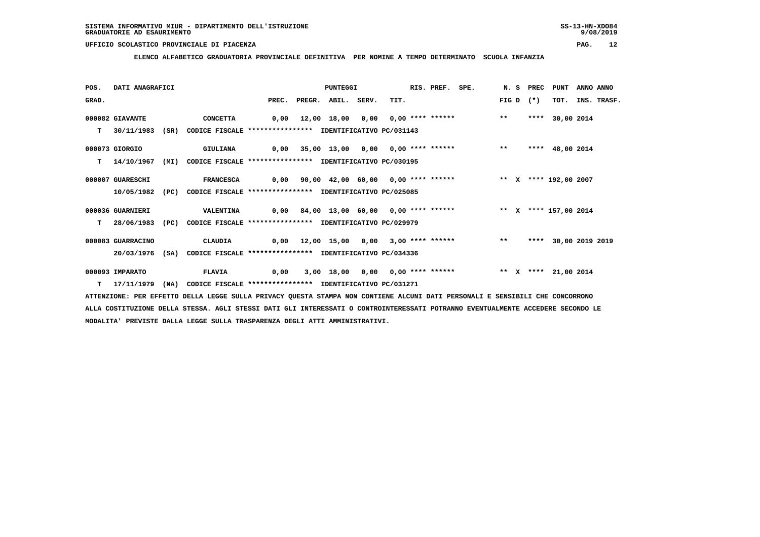SISTEMA INFORMATIVO MIUR - DIPARTIMENTO DELL'ISTRUZIONE

GRADUATORIE AD ESAURIMENTO

UFFICIO SCOLASTICO PROVINCIALE DI PIACENZA

**ELENCO ALFABETICO GRADUATORIA PROVINCIALE DEFINITIVA PER NOMINE A TEMPO DETERMINATO SCUOLA INFANZIA**

| POS. GRAD. | DATI ANAGRAFICI | | PREC. | PREGR. | ABIL. | SERV. | TIT. | RIS. | PREF. | SPE. | FIG | N. S D | PREC (*) | PUNT TOT. | ANNO INS. | ANNO TRASF. |
|---|---|---|---|---|---|---|---|---|---|---|---|---|---|---|---|---|
| 000082 | GIAVANTE | CONCETTA | 0,00 | 12,00 | 18,00 | 0,00 | 0,00 | **** | ****** | | ** | | **** | 30,00 | 2014 | |
| T | 30/11/1983 (SR) | CODICE FISCALE **************** IDENTIFICATIVO PC/031143 | | | | | | | | | | | | | | |
| 000073 | GIORGIO | GIULIANA | 0,00 | 35,00 | 13,00 | 0,00 | 0,00 | **** | ****** | | ** | | **** | 48,00 | 2014 | |
| T | 14/10/1967 (MI) | CODICE FISCALE **************** IDENTIFICATIVO PC/030195 | | | | | | | | | | | | | | |
| 000007 | GUARESCHI | FRANCESCA | 0,00 | 90,00 | 42,00 | 60,00 | 0,00 | **** | ****** | | ** | X | **** | 192,00 | 2007 | |
| | 10/05/1982 (PC) | CODICE FISCALE **************** IDENTIFICATIVO PC/025085 | | | | | | | | | | | | | | |
| 000036 | GUARNIERI | VALENTINA | 0,00 | 84,00 | 13,00 | 60,00 | 0,00 | **** | ****** | | ** | X | **** | 157,00 | 2014 | |
| T | 28/06/1983 (PC) | CODICE FISCALE **************** IDENTIFICATIVO PC/029979 | | | | | | | | | | | | | | |
| 000083 | GUARRACINO | CLAUDIA | 0,00 | 12,00 | 15,00 | 0,00 | 3,00 | **** | ****** | | ** | | **** | 30,00 | 2019 | 2019 |
| | 20/03/1976 (SA) | CODICE FISCALE **************** IDENTIFICATIVO PC/034336 | | | | | | | | | | | | | | |
| 000093 | IMPARATO | FLAVIA | 0,00 | 3,00 | 18,00 | 0,00 | 0,00 | **** | ****** | | ** | X | **** | 21,00 | 2014 | |
| T | 17/11/1979 (NA) | CODICE FISCALE **************** IDENTIFICATIVO PC/031271 | | | | | | | | | | | | | | |

ATTENZIONE: PER EFFETTO DELLA LEGGE SULLA PRIVACY QUESTA STAMPA NON CONTIENE ALCUNI DATI PERSONALI E SENSIBILI CHE CONCORRONO ALLA COSTITUZIONE DELLA STESSA. AGLI STESSI DATI GLI INTERESSATI O CONTROINTERESSATI POTRANNO EVENTUALMENTE ACCEDERE SECONDO LE MODALITA' PREVISTE DALLA LEGGE SULLA TRASPARENZA DEGLI ATTI AMMINISTRATIVI.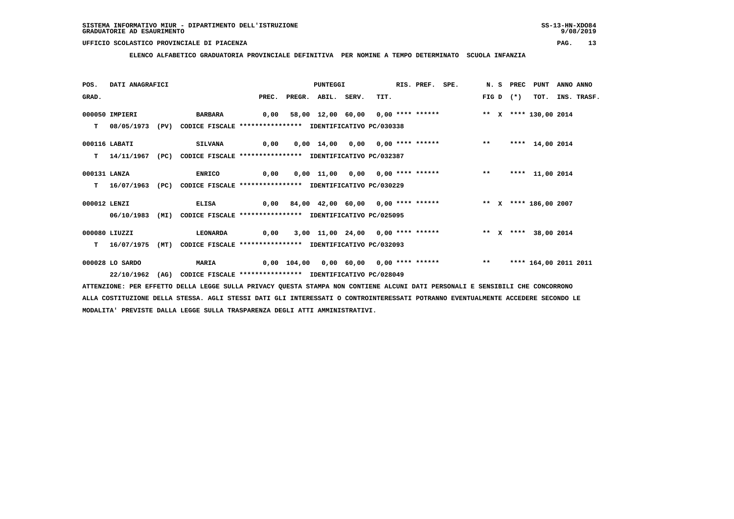SISTEMA INFORMATIVO MIUR - DIPARTIMENTO DELL'ISTRUZIONE
GRADUATORIE AD ESAURIMENTO

UFFICIO SCOLASTICO PROVINCIALE DI PIACENZA

**ELENCO ALFABETICO GRADUATORIA PROVINCIALE DEFINITIVA PER NOMINE A TEMPO DETERMINATO SCUOLA INFANZIA**

| POS. GRAD. | DATI ANAGRAFICI | | PREC. | PREGR. | ABIL. | SERV. | TIT. | RIS. | PREF. | SPE. | N. FIG | S D | PREC (*) | PUNT TOT. | ANNO INS. | ANNO TRASF. |
|---|---|---|---|---|---|---|---|---|---|---|---|---|---|---|---|---|
| 000050 | IMPIERI | BARBARA | 0,00 | 58,00 | 12,00 | 60,00 | 0,00 | **** | ****** | | ** | X | **** | 130,00 | 2014 | |
| T | 08/05/1973 (PV) | CODICE FISCALE **************** IDENTIFICATIVO PC/030338 | | | | | | | | | | | | | | |
| 000116 | LABATI | SILVANA | 0,00 | 0,00 | 14,00 | 0,00 | 0,00 | **** | ****** | | ** | | **** | 14,00 | 2014 | |
| T | 14/11/1967 (PC) | CODICE FISCALE **************** IDENTIFICATIVO PC/032387 | | | | | | | | | | | | | | |
| 000131 | LANZA | ENRICO | 0,00 | 0,00 | 11,00 | 0,00 | 0,00 | **** | ****** | | ** | | **** | 11,00 | 2014 | |
| T | 16/07/1963 (PC) | CODICE FISCALE **************** IDENTIFICATIVO PC/030229 | | | | | | | | | | | | | | |
| 000012 | LENZI | ELISA | 0,00 | 84,00 | 42,00 | 60,00 | 0,00 | **** | ****** | | ** | X | **** | 186,00 | 2007 | |
| | 06/10/1983 (MI) | CODICE FISCALE **************** IDENTIFICATIVO PC/025095 | | | | | | | | | | | | | | |
| 000080 | LIUZZI | LEONARDA | 0,00 | 3,00 | 11,00 | 24,00 | 0,00 | **** | ****** | | ** | X | **** | 38,00 | 2014 | |
| T | 16/07/1975 (MT) | CODICE FISCALE **************** IDENTIFICATIVO PC/032093 | | | | | | | | | | | | | | |
| 000028 | LO SARDO | MARIA | 0,00 | 104,00 | 0,00 | 60,00 | 0,00 | **** | ****** | | ** | | **** | 164,00 | 2011 | 2011 |
| | 22/10/1962 (AG) | CODICE FISCALE **************** IDENTIFICATIVO PC/028049 | | | | | | | | | | | | | | |

ATTENZIONE: PER EFFETTO DELLA LEGGE SULLA PRIVACY QUESTA STAMPA NON CONTIENE ALCUNI DATI PERSONALI E SENSIBILI CHE CONCORRONO ALLA COSTITUZIONE DELLA STESSA. AGLI STESSI DATI GLI INTERESSATI O CONTROINTERESSATI POTRANNO EVENTUALMENTE ACCEDERE SECONDO LE MODALITA' PREVISTE DALLA LEGGE SULLA TRASPARENZA DEGLI ATTI AMMINISTRATIVI.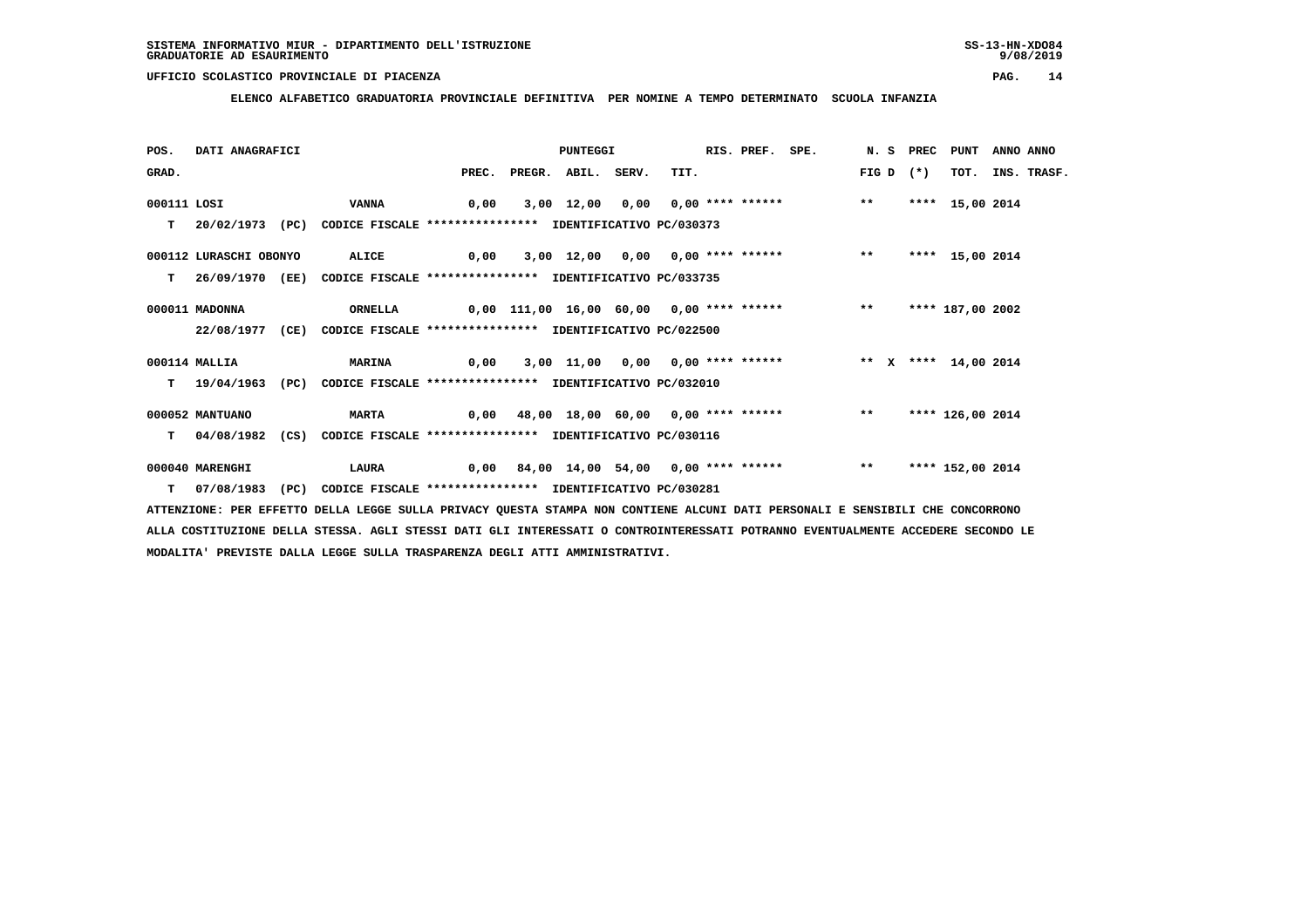SISTEMA INFORMATIVO MIUR - DIPARTIMENTO DELL'ISTRUZIONE
GRADUATORIE AD ESAURIMENTO

UFFICIO SCOLASTICO PROVINCIALE DI PIACENZA

**ELENCO ALFABETICO GRADUATORIA PROVINCIALE DEFINITIVA PER NOMINE A TEMPO DETERMINATO SCUOLA INFANZIA**

| POS. GRAD. | DATI ANAGRAFICI | | PREC. | PREGR. | ABIL. | SERV. | TIT. | RIS. | PREF. | SPE. | N. S FIG D | PREC (*) | PUNT TOT. | ANNO INS. | ANNO TRASF. |
|---|---|---|---|---|---|---|---|---|---|---|---|---|---|---|---|
| 000111 | LOSI | VANNA | 0,00 | 3,00 | 12,00 | 0,00 | 0,00 | **** | ****** | | ** | **** | 15,00 | 2014 | |
| T | 20/02/1973 (PC) | CODICE FISCALE **************** IDENTIFICATIVO PC/030373 | | | | | | | | | | | | | |
| 000112 | LURASCHI OBONYO | ALICE | 0,00 | 3,00 | 12,00 | 0,00 | 0,00 | **** | ****** | | ** | **** | 15,00 | 2014 | |
| T | 26/09/1970 (EE) | CODICE FISCALE **************** IDENTIFICATIVO PC/033735 | | | | | | | | | | | | | |
| 000011 | MADONNA | ORNELLA | 0,00 | 111,00 | 16,00 | 60,00 | 0,00 | **** | ****** | | ** | **** | 187,00 | 2002 | |
| | 22/08/1977 (CE) | CODICE FISCALE **************** IDENTIFICATIVO PC/022500 | | | | | | | | | | | | | |
| 000114 | MALLIA | MARINA | 0,00 | 3,00 | 11,00 | 0,00 | 0,00 | **** | ****** | | ** X | **** | 14,00 | 2014 | |
| T | 19/04/1963 (PC) | CODICE FISCALE **************** IDENTIFICATIVO PC/032010 | | | | | | | | | | | | | |
| 000052 | MANTUANO | MARTA | 0,00 | 48,00 | 18,00 | 60,00 | 0,00 | **** | ****** | | ** | **** | 126,00 | 2014 | |
| T | 04/08/1982 (CS) | CODICE FISCALE **************** IDENTIFICATIVO PC/030116 | | | | | | | | | | | | | |
| 000040 | MARENGHI | LAURA | 0,00 | 84,00 | 14,00 | 54,00 | 0,00 | **** | ****** | | ** | **** | 152,00 | 2014 | |
| T | 07/08/1983 (PC) | CODICE FISCALE **************** IDENTIFICATIVO PC/030281 | | | | | | | | | | | | | |

ATTENZIONE: PER EFFETTO DELLA LEGGE SULLA PRIVACY QUESTA STAMPA NON CONTIENE ALCUNI DATI PERSONALI E SENSIBILI CHE CONCORRONO ALLA COSTITUZIONE DELLA STESSA. AGLI STESSI DATI GLI INTERESSATI O CONTROINTERESSATI POTRANNO EVENTUALMENTE ACCEDERE SECONDO LE MODALITA' PREVISTE DALLA LEGGE SULLA TRASPARENZA DEGLI ATTI AMMINISTRATIVI.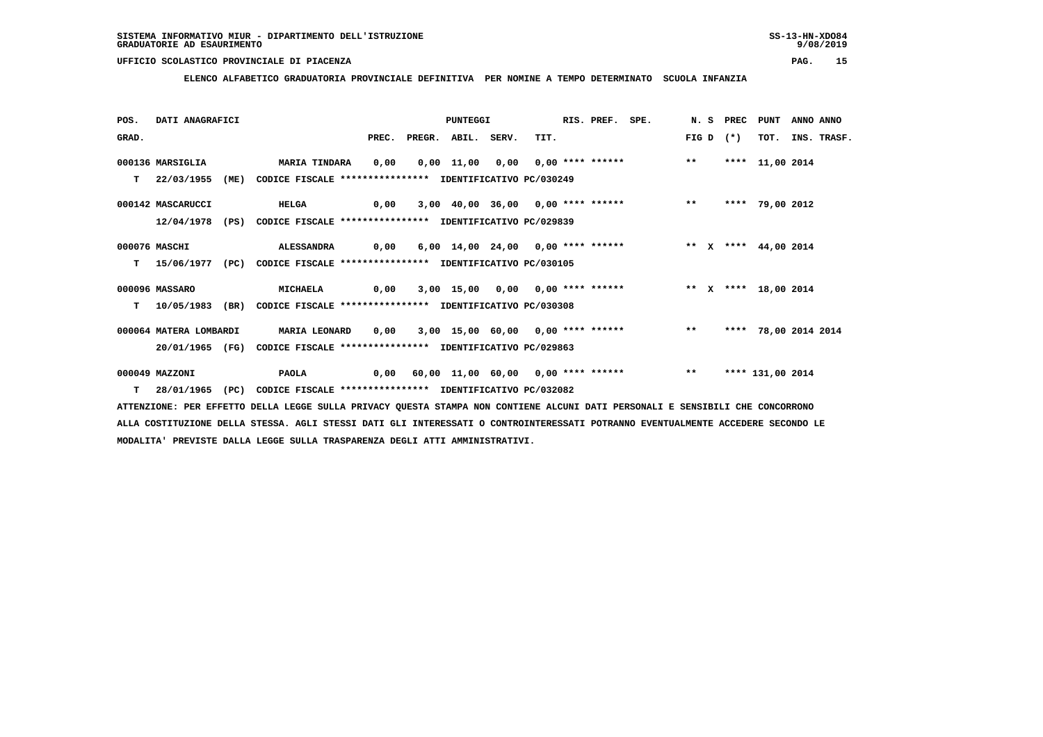**ELENCO ALFABETICO GRADUATORIA PROVINCIALE DEFINITIVA PER NOMINE A TEMPO DETERMINATO SCUOLA INFANZIA**

| POS. GRAD. | DATI ANAGRAFICI | | PREC. | PREGR. | ABIL. | SERV. | TIT. | RIS. PREF. SPE. | N. S FIG D | PREC (*) | PUNT TOT. | ANNO INS. | ANNO TRASF. |
|---|---|---|---|---|---|---|---|---|---|---|---|---|---|
| 000136 | MARSIGLIA | MARIA TINDARA | 0,00 | 0,00 | 11,00 | 0,00 | 0,00 | **** ****** | ** | **** | 11,00 | 2014 | |
| T | 22/03/1955 (ME) | CODICE FISCALE **************** IDENTIFICATIVO PC/030249 | | | | | | | | | | | |
| 000142 | MASCARUCCI | HELGA | 0,00 | 3,00 | 40,00 | 36,00 | 0,00 | **** ****** | ** | **** | 79,00 | 2012 | |
| | 12/04/1978 (PS) | CODICE FISCALE **************** IDENTIFICATIVO PC/029839 | | | | | | | | | | | |
| 000076 | MASCHI | ALESSANDRA | 0,00 | 6,00 | 14,00 | 24,00 | 0,00 | **** ****** | ** X | **** | 44,00 | 2014 | |
| T | 15/06/1977 (PC) | CODICE FISCALE **************** IDENTIFICATIVO PC/030105 | | | | | | | | | | | |
| 000096 | MASSARO | MICHAELA | 0,00 | 3,00 | 15,00 | 0,00 | 0,00 | **** ****** | ** X | **** | 18,00 | 2014 | |
| T | 10/05/1983 (BR) | CODICE FISCALE **************** IDENTIFICATIVO PC/030308 | | | | | | | | | | | |
| 000064 | MATERA LOMBARDI | MARIA LEONARD | 0,00 | 3,00 | 15,00 | 60,00 | 0,00 | **** ****** | ** | **** | 78,00 | 2014 | 2014 |
| | 20/01/1965 (FG) | CODICE FISCALE **************** IDENTIFICATIVO PC/029863 | | | | | | | | | | | |
| 000049 | MAZZONI | PAOLA | 0,00 | 60,00 | 11,00 | 60,00 | 0,00 | **** ****** | ** | **** | 131,00 | 2014 | |
| T | 28/01/1965 (PC) | CODICE FISCALE **************** IDENTIFICATIVO PC/032082 | | | | | | | | | | | |

ATTENZIONE: PER EFFETTO DELLA LEGGE SULLA PRIVACY QUESTA STAMPA NON CONTIENE ALCUNI DATI PERSONALI E SENSIBILI CHE CONCORRONO ALLA COSTITUZIONE DELLA STESSA. AGLI STESSI DATI GLI INTERESSATI O CONTROINTERESSATI POTRANNO EVENTUALMENTE ACCEDERE SECONDO LE MODALITA' PREVISTE DALLA LEGGE SULLA TRASPARENZA DEGLI ATTI AMMINISTRATIVI.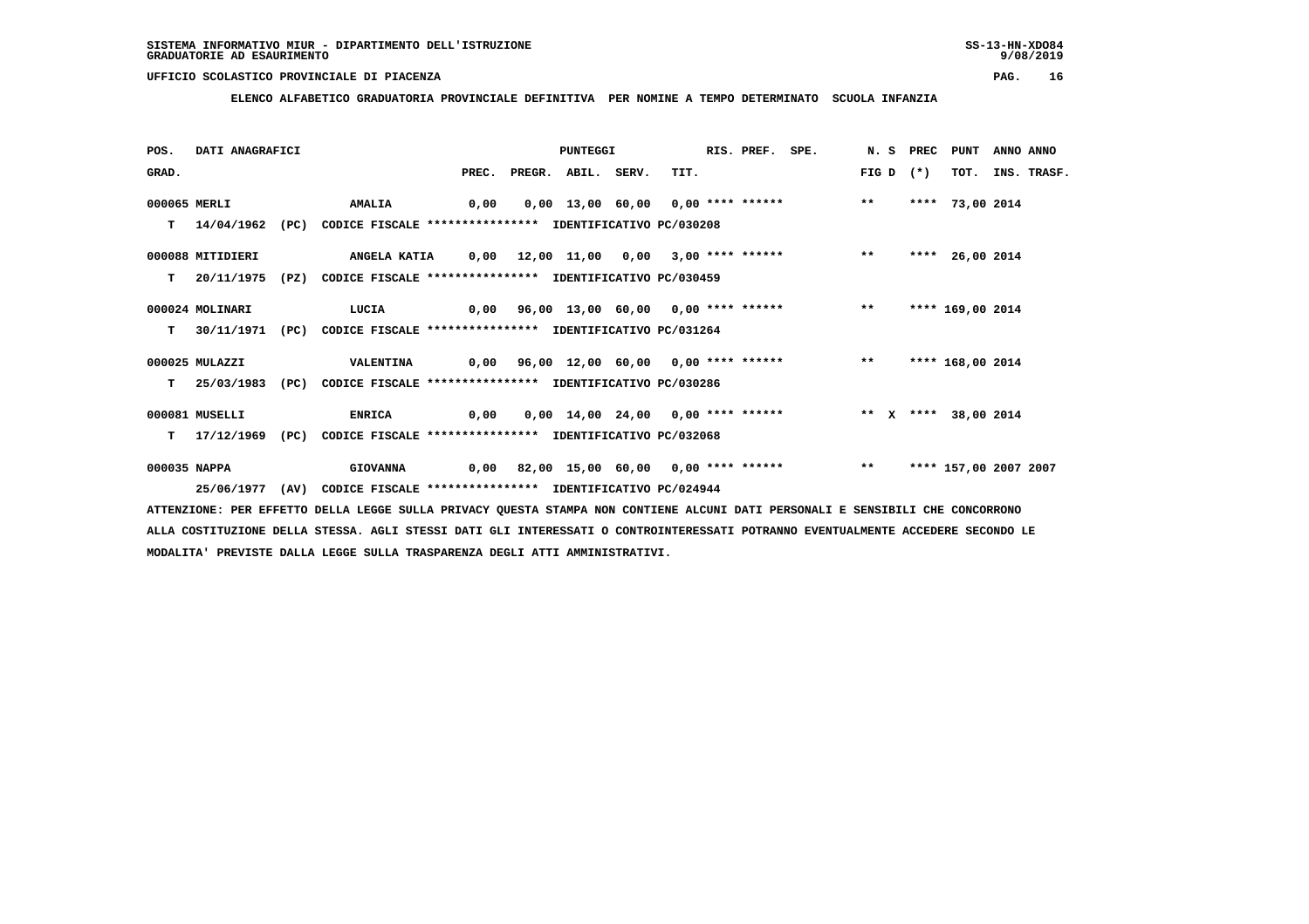SISTEMA INFORMATIVO MIUR - DIPARTIMENTO DELL'ISTRUZIONE
GRADUATORIE AD ESAURIMENTO

UFFICIO SCOLASTICO PROVINCIALE DI PIACENZA

**ELENCO ALFABETICO GRADUATORIA PROVINCIALE DEFINITIVA PER NOMINE A TEMPO DETERMINATO SCUOLA INFANZIA**

| POS. GRAD. | DATI ANAGRAFICI | | PREC. | PREGR. | ABIL. | SERV. | TIT. | RIS. PREF. SPE. | N. S FIG D | PREC (*) | PUNT TOT. | ANNO ANNO INS. TRASF. |
|---|---|---|---|---|---|---|---|---|---|---|---|---|
| 000065 | MERLI | AMALIA | 0,00 | 0,00 | 13,00 | 60,00 | 0,00 | **** ****** | ** | **** | 73,00 | 2014 |
| T | 14/04/1962 (PC) | CODICE FISCALE **************** IDENTIFICATIVO PC/030208 | | | | | | | | | | |
| 000088 | MITIDIERI | ANGELA KATIA | 0,00 | 12,00 | 11,00 | 0,00 | 3,00 | **** ****** | ** | **** | 26,00 | 2014 |
| T | 20/11/1975 (PZ) | CODICE FISCALE **************** IDENTIFICATIVO PC/030459 | | | | | | | | | | |
| 000024 | MOLINARI | LUCIA | 0,00 | 96,00 | 13,00 | 60,00 | 0,00 | **** ****** | ** | **** | 169,00 | 2014 |
| T | 30/11/1971 (PC) | CODICE FISCALE **************** IDENTIFICATIVO PC/031264 | | | | | | | | | | |
| 000025 | MULAZZI | VALENTINA | 0,00 | 96,00 | 12,00 | 60,00 | 0,00 | **** ****** | ** | **** | 168,00 | 2014 |
| T | 25/03/1983 (PC) | CODICE FISCALE **************** IDENTIFICATIVO PC/030286 | | | | | | | | | | |
| 000081 | MUSELLI | ENRICA | 0,00 | 0,00 | 14,00 | 24,00 | 0,00 | **** ****** | ** X | **** | 38,00 | 2014 |
| T | 17/12/1969 (PC) | CODICE FISCALE **************** IDENTIFICATIVO PC/032068 | | | | | | | | | | |
| 000035 | NAPPA | GIOVANNA | 0,00 | 82,00 | 15,00 | 60,00 | 0,00 | **** ****** | ** | **** | 157,00 | 2007 2007 |
| | 25/06/1977 (AV) | CODICE FISCALE **************** IDENTIFICATIVO PC/024944 | | | | | | | | | | |

ATTENZIONE: PER EFFETTO DELLA LEGGE SULLA PRIVACY QUESTA STAMPA NON CONTIENE ALCUNI DATI PERSONALI E SENSIBILI CHE CONCORRONO ALLA COSTITUZIONE DELLA STESSA. AGLI STESSI DATI GLI INTERESSATI O CONTROINTERESSATI POTRANNO EVENTUALMENTE ACCEDERE SECONDO LE MODALITA' PREVISTE DALLA LEGGE SULLA TRASPARENZA DEGLI ATTI AMMINISTRATIVI.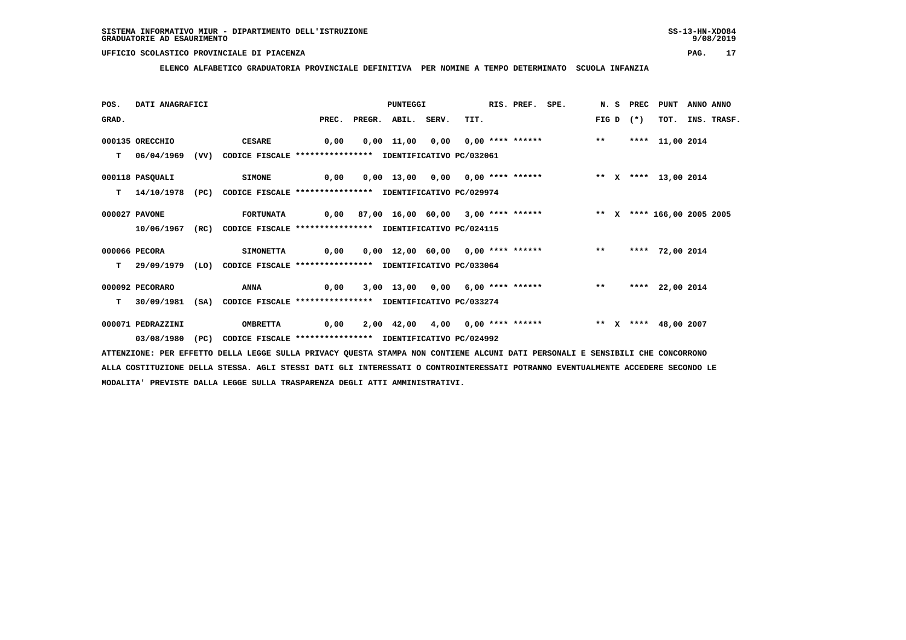SISTEMA INFORMATIVO MIUR - DIPARTIMENTO DELL'ISTRUZIONE
GRADUATORIE AD ESAURIMENTO

UFFICIO SCOLASTICO PROVINCIALE DI PIACENZA

**ELENCO ALFABETICO GRADUATORIA PROVINCIALE DEFINITIVA PER NOMINE A TEMPO DETERMINATO SCUOLA INFANZIA**

| POS. GRAD. | DATI ANAGRAFICI | | PREC. | PREGR. | ABIL. | SERV. | TIT. | RIS. PREF. | SPE. | N. S FIG D | PREC (*) | PUNT TOT. | ANNO INS. | ANNO TRASF. |
|---|---|---|---|---|---|---|---|---|---|---|---|---|---|---|
| 000135 | ORECCHIO | CESARE | 0,00 | 0,00 | 11,00 | 0,00 | 0,00 | **** ****** | | ** | **** | 11,00 | 2014 | |
| T | 06/04/1969 (VV) | CODICE FISCALE **************** IDENTIFICATIVO PC/032061 | | | | | | | | | | | | |
| 000118 | PASQUALI | SIMONE | 0,00 | 0,00 | 13,00 | 0,00 | 0,00 | **** ****** | | ** X | **** | 13,00 | 2014 | |
| T | 14/10/1978 (PC) | CODICE FISCALE **************** IDENTIFICATIVO PC/029974 | | | | | | | | | | | | |
| 000027 | PAVONE | FORTUNATA | 0,00 | 87,00 | 16,00 | 60,00 | 3,00 | **** ****** | | ** X | **** | 166,00 | 2005 | 2005 |
| | 10/06/1967 (RC) | CODICE FISCALE **************** IDENTIFICATIVO PC/024115 | | | | | | | | | | | | |
| 000066 | PECORA | SIMONETTA | 0,00 | 0,00 | 12,00 | 60,00 | 0,00 | **** ****** | | ** | **** | 72,00 | 2014 | |
| T | 29/09/1979 (LO) | CODICE FISCALE **************** IDENTIFICATIVO PC/033064 | | | | | | | | | | | | |
| 000092 | PECORARO | ANNA | 0,00 | 3,00 | 13,00 | 0,00 | 6,00 | **** ****** | | ** | **** | 22,00 | 2014 | |
| T | 30/09/1981 (SA) | CODICE FISCALE **************** IDENTIFICATIVO PC/033274 | | | | | | | | | | | | |
| 000071 | PEDRAZZINI | OMBRETTA | 0,00 | 2,00 | 42,00 | 4,00 | 0,00 | **** ****** | | ** X | **** | 48,00 | 2007 | |
| | 03/08/1980 (PC) | CODICE FISCALE **************** IDENTIFICATIVO PC/024992 | | | | | | | | | | | | |

ATTENZIONE: PER EFFETTO DELLA LEGGE SULLA PRIVACY QUESTA STAMPA NON CONTIENE ALCUNI DATI PERSONALI E SENSIBILI CHE CONCORRONO ALLA COSTITUZIONE DELLA STESSA. AGLI STESSI DATI GLI INTERESSATI O CONTROINTERESSATI POTRANNO EVENTUALMENTE ACCEDERE SECONDO LE MODALITA' PREVISTE DALLA LEGGE SULLA TRASPARENZA DEGLI ATTI AMMINISTRATIVI.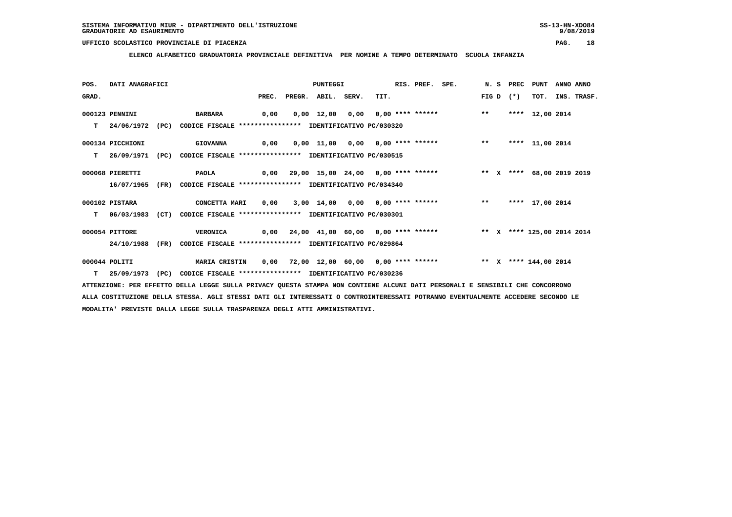SISTEMA INFORMATIVO MIUR - DIPARTIMENTO DELL'ISTRUZIONE
GRADUATORIE AD ESAURIMENTO

UFFICIO SCOLASTICO PROVINCIALE DI PIACENZA

**ELENCO ALFABETICO GRADUATORIA PROVINCIALE DEFINITIVA PER NOMINE A TEMPO DETERMINATO SCUOLA INFANZIA**

| POS. GRAD. | DATI ANAGRAFICI | | PREC. | PREGR. | ABIL. | SERV. | TIT. | RIS. | PREF. | SPE. | N. S FIG D | PREC (*) | PUNT TOT. | ANNO INS. | ANNO TRASF. |
|---|---|---|---|---|---|---|---|---|---|---|---|---|---|---|---|
| 000123 | PENNINI | BARBARA | 0,00 | 0,00 | 12,00 | 0,00 | 0,00 | **** | ****** | | ** | **** | 12,00 | 2014 | |
| T | 24/06/1972 (PC) | CODICE FISCALE **************** IDENTIFICATIVO PC/030320 | | | | | | | | | | | | | |
| 000134 | PICCHIONI | GIOVANNA | 0,00 | 0,00 | 11,00 | 0,00 | 0,00 | **** | ****** | | ** | **** | 11,00 | 2014 | |
| T | 26/09/1971 (PC) | CODICE FISCALE **************** IDENTIFICATIVO PC/030515 | | | | | | | | | | | | | |
| 000068 | PIERETTI | PAOLA | 0,00 | 29,00 | 15,00 | 24,00 | 0,00 | **** | ****** | | ** X | **** | 68,00 | 2019 | 2019 |
| | 16/07/1965 (FR) | CODICE FISCALE **************** IDENTIFICATIVO PC/034340 | | | | | | | | | | | | | |
| 000102 | PISTARA | CONCETTA MARI | 0,00 | 3,00 | 14,00 | 0,00 | 0,00 | **** | ****** | | ** | **** | 17,00 | 2014 | |
| T | 06/03/1983 (CT) | CODICE FISCALE **************** IDENTIFICATIVO PC/030301 | | | | | | | | | | | | | |
| 000054 | PITTORE | VERONICA | 0,00 | 24,00 | 41,00 | 60,00 | 0,00 | **** | ****** | | ** X | **** | 125,00 | 2014 | 2014 |
| | 24/10/1988 (FR) | CODICE FISCALE **************** IDENTIFICATIVO PC/029864 | | | | | | | | | | | | | |
| 000044 | POLITI | MARIA CRISTIN | 0,00 | 72,00 | 12,00 | 60,00 | 0,00 | **** | ****** | | ** X | **** | 144,00 | 2014 | |
| T | 25/09/1973 (PC) | CODICE FISCALE **************** IDENTIFICATIVO PC/030236 | | | | | | | | | | | | | |

ATTENZIONE: PER EFFETTO DELLA LEGGE SULLA PRIVACY QUESTA STAMPA NON CONTIENE ALCUNI DATI PERSONALI E SENSIBILI CHE CONCORRONO ALLA COSTITUZIONE DELLA STESSA. AGLI STESSI DATI GLI INTERESSATI O CONTROINTERESSATI POTRANNO EVENTUALMENTE ACCEDERE SECONDO LE MODALITA' PREVISTE DALLA LEGGE SULLA TRASPARENZA DEGLI ATTI AMMINISTRATIVI.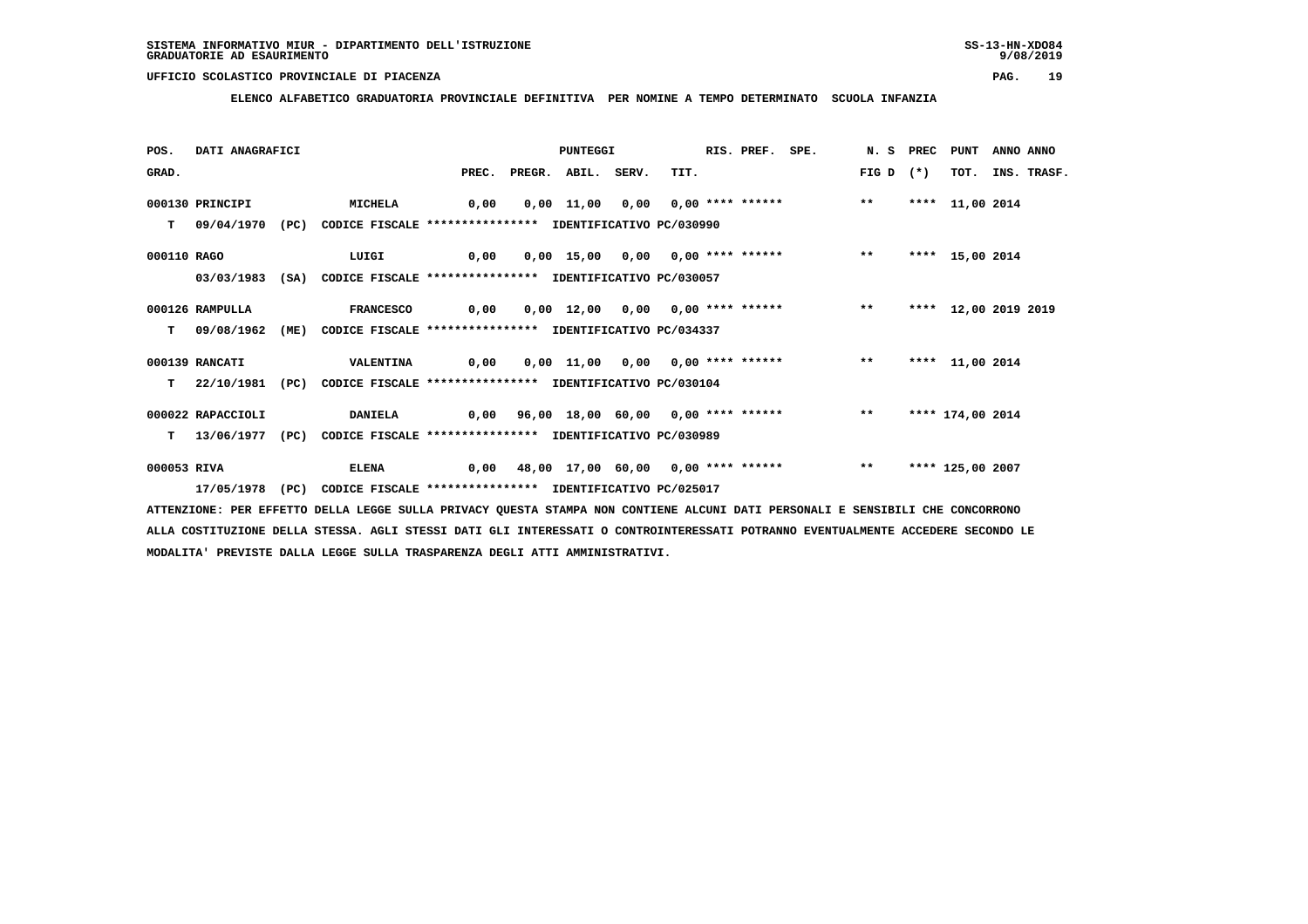SISTEMA INFORMATIVO MIUR - DIPARTIMENTO DELL'ISTRUZIONE
GRADUATORIE AD ESAURIMENTO

UFFICIO SCOLASTICO PROVINCIALE DI PIACENZA

**ELENCO ALFABETICO GRADUATORIA PROVINCIALE DEFINITIVA PER NOMINE A TEMPO DETERMINATO SCUOLA INFANZIA**

| POS. GRAD. | DATI ANAGRAFICI | | PREC. | PREGR. | ABIL. | SERV. | TIT. | RIS. | PREF. | SPE. | N. S FIG D | PREC (*) | PUNT TOT. | ANNO INS. | ANNO TRASF. |
|---|---|---|---|---|---|---|---|---|---|---|---|---|---|---|---|
| 000130 | PRINCIPI | MICHELA | 0,00 | 0,00 | 11,00 | 0,00 | 0,00 | **** | ****** | | ** | **** | 11,00 | 2014 | |
| T | 09/04/1970 (PC) | CODICE FISCALE **************** IDENTIFICATIVO PC/030990 | | | | | | | | | | | | | |
| 000110 | RAGO | LUIGI | 0,00 | 0,00 | 15,00 | 0,00 | 0,00 | **** | ****** | | ** | **** | 15,00 | 2014 | |
| | 03/03/1983 (SA) | CODICE FISCALE **************** IDENTIFICATIVO PC/030057 | | | | | | | | | | | | | |
| 000126 | RAMPULLA | FRANCESCO | 0,00 | 0,00 | 12,00 | 0,00 | 0,00 | **** | ****** | | ** | **** | 12,00 | 2019 | 2019 |
| T | 09/08/1962 (ME) | CODICE FISCALE **************** IDENTIFICATIVO PC/034337 | | | | | | | | | | | | | |
| 000139 | RANCATI | VALENTINA | 0,00 | 0,00 | 11,00 | 0,00 | 0,00 | **** | ****** | | ** | **** | 11,00 | 2014 | |
| T | 22/10/1981 (PC) | CODICE FISCALE **************** IDENTIFICATIVO PC/030104 | | | | | | | | | | | | | |
| 000022 | RAPACCIOLI | DANIELA | 0,00 | 96,00 | 18,00 | 60,00 | 0,00 | **** | ****** | | ** | **** | 174,00 | 2014 | |
| T | 13/06/1977 (PC) | CODICE FISCALE **************** IDENTIFICATIVO PC/030989 | | | | | | | | | | | | | |
| 000053 | RIVA | ELENA | 0,00 | 48,00 | 17,00 | 60,00 | 0,00 | **** | ****** | | ** | **** | 125,00 | 2007 | |
| | 17/05/1978 (PC) | CODICE FISCALE **************** IDENTIFICATIVO PC/025017 | | | | | | | | | | | | | |

ATTENZIONE: PER EFFETTO DELLA LEGGE SULLA PRIVACY QUESTA STAMPA NON CONTIENE ALCUNI DATI PERSONALI E SENSIBILI CHE CONCORRONO ALLA COSTITUZIONE DELLA STESSA. AGLI STESSI DATI GLI INTERESSATI O CONTROINTERESSATI POTRANNO EVENTUALMENTE ACCEDERE SECONDO LE MODALITA' PREVISTE DALLA LEGGE SULLA TRASPARENZA DEGLI ATTI AMMINISTRATIVI.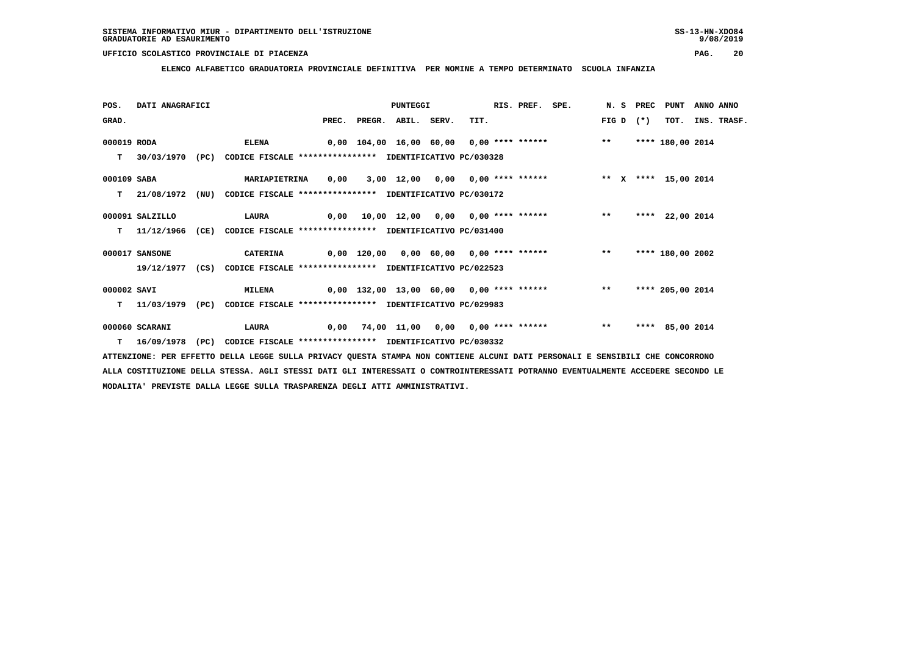SISTEMA INFORMATIVO MIUR - DIPARTIMENTO DELL'ISTRUZIONE
GRADUATORIE AD ESAURIMENTO

UFFICIO SCOLASTICO PROVINCIALE DI PIACENZA

**ELENCO ALFABETICO GRADUATORIA PROVINCIALE DEFINITIVA PER NOMINE A TEMPO DETERMINATO SCUOLA INFANZIA**

| POS. GRAD. | DATI ANAGRAFICI | | PREC. | PREGR. | ABIL. | SERV. | TIT. | RIS. | PREF. | SPE. | N. S FIG D | PREC (*) | PUNT TOT. | ANNO INS. | ANNO TRASF. |
|---|---|---|---|---|---|---|---|---|---|---|---|---|---|---|---|
| 000019 | RODA | ELENA | 0,00 | 104,00 | 16,00 | 60,00 | 0,00 | **** | ****** | | ** | **** | 180,00 | 2014 | |
| | T 30/03/1970 (PC) CODICE FISCALE **************** IDENTIFICATIVO PC/030328 | | | | | | | | | | | | | | |
| 000109 | SABA | MARIAPIETRINA | 0,00 | 3,00 | 12,00 | 0,00 | 0,00 | **** | ****** | | ** X | **** | 15,00 | 2014 | |
| | T 21/08/1972 (NU) CODICE FISCALE **************** IDENTIFICATIVO PC/030172 | | | | | | | | | | | | | | |
| 000091 | SALZILLO | LAURA | 0,00 | 10,00 | 12,00 | 0,00 | 0,00 | **** | ****** | | ** | **** | 22,00 | 2014 | |
| | T 11/12/1966 (CE) CODICE FISCALE **************** IDENTIFICATIVO PC/031400 | | | | | | | | | | | | | | |
| 000017 | SANSONE | CATERINA | 0,00 | 120,00 | 0,00 | 60,00 | 0,00 | **** | ****** | | ** | **** | 180,00 | 2002 | |
| | 19/12/1977 (CS) CODICE FISCALE **************** IDENTIFICATIVO PC/022523 | | | | | | | | | | | | | | |
| 000002 | SAVI | MILENA | 0,00 | 132,00 | 13,00 | 60,00 | 0,00 | **** | ****** | | ** | **** | 205,00 | 2014 | |
| | T 11/03/1979 (PC) CODICE FISCALE **************** IDENTIFICATIVO PC/029983 | | | | | | | | | | | | | | |
| 000060 | SCARANI | LAURA | 0,00 | 74,00 | 11,00 | 0,00 | 0,00 | **** | ****** | | ** | **** | 85,00 | 2014 | |
| | T 16/09/1978 (PC) CODICE FISCALE **************** IDENTIFICATIVO PC/030332 | | | | | | | | | | | | | | |

ATTENZIONE: PER EFFETTO DELLA LEGGE SULLA PRIVACY QUESTA STAMPA NON CONTIENE ALCUNI DATI PERSONALI E SENSIBILI CHE CONCORRONO ALLA COSTITUZIONE DELLA STESSA. AGLI STESSI DATI GLI INTERESSATI O CONTROINTERESSATI POTRANNO EVENTUALMENTE ACCEDERE SECONDO LE MODALITA' PREVISTE DALLA LEGGE SULLA TRASPARENZA DEGLI ATTI AMMINISTRATIVI.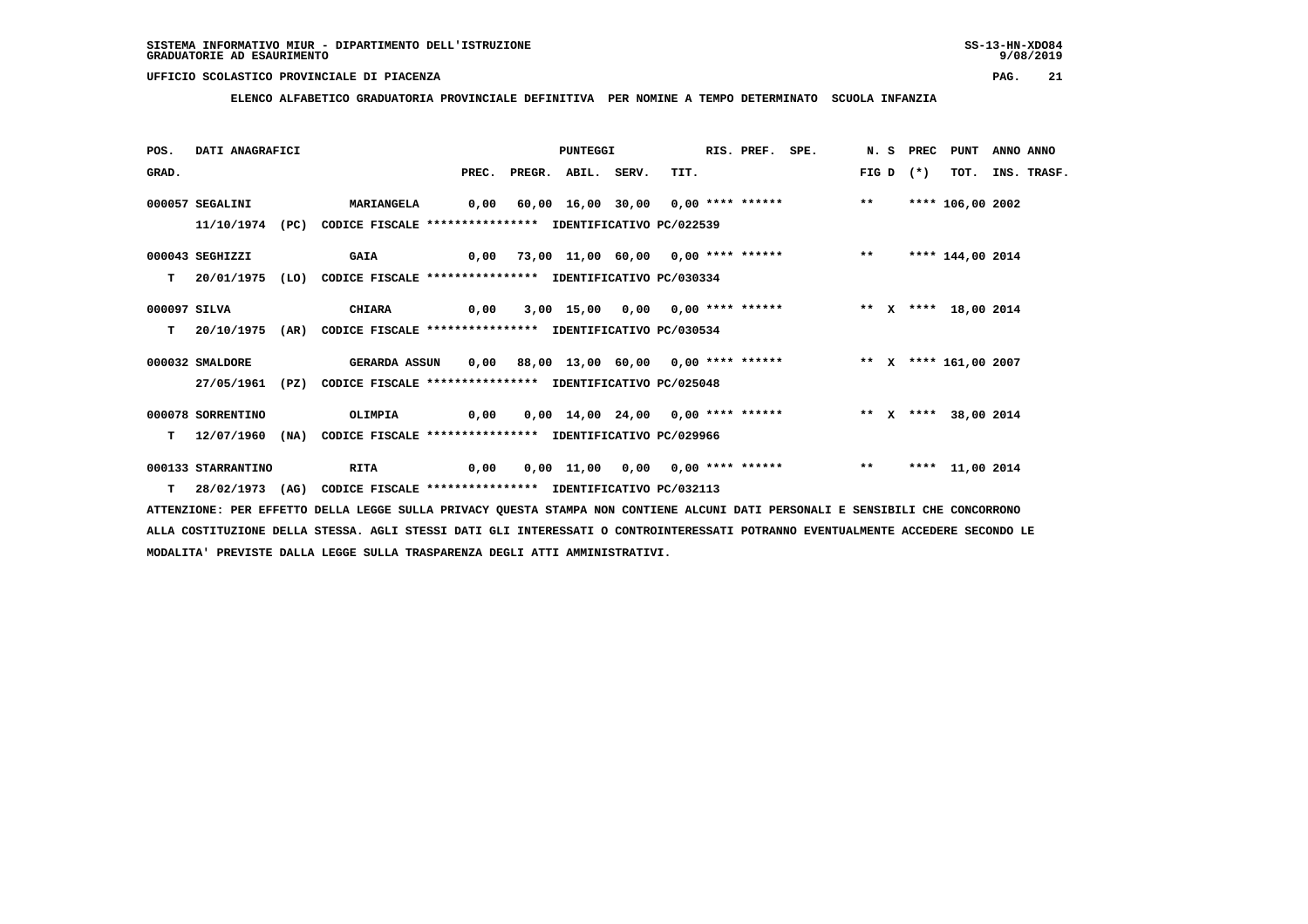SISTEMA INFORMATIVO MIUR - DIPARTIMENTO DELL'ISTRUZIONE
GRADUATORIE AD ESAURIMENTO

UFFICIO SCOLASTICO PROVINCIALE DI PIACENZA

**ELENCO ALFABETICO GRADUATORIA PROVINCIALE DEFINITIVA PER NOMINE A TEMPO DETERMINATO SCUOLA INFANZIA**

| POS. GRAD. | DATI ANAGRAFICI | | PREC. | PREGR. | ABIL. | SERV. | TIT. | RIS. | PREF. | SPE. | N. FIG | S D | PREC (*) | PUNT TOT. | ANNO INS. | ANNO TRASF. |
|---|---|---|---|---|---|---|---|---|---|---|---|---|---|---|---|---|
| 000057 | SEGALINI | MARIANGELA | 0,00 | 60,00 | 16,00 | 30,00 | 0,00 | **** | ****** | | ** | | **** | 106,00 | 2002 | |
| | 11/10/1974 (PC) | CODICE FISCALE **************** IDENTIFICATIVO PC/022539 | | | | | | | | | | | | | | |
| 000043 | SEGHIZZI | GAIA | 0,00 | 73,00 | 11,00 | 60,00 | 0,00 | **** | ****** | | ** | | **** | 144,00 | 2014 | |
| T | 20/01/1975 (LO) | CODICE FISCALE **************** IDENTIFICATIVO PC/030334 | | | | | | | | | | | | | | |
| 000097 | SILVA | CHIARA | 0,00 | 3,00 | 15,00 | 0,00 | 0,00 | **** | ****** | | ** | X | **** | 18,00 | 2014 | |
| T | 20/10/1975 (AR) | CODICE FISCALE **************** IDENTIFICATIVO PC/030534 | | | | | | | | | | | | | | |
| 000032 | SMALDORE | GERARDA ASSUN | 0,00 | 88,00 | 13,00 | 60,00 | 0,00 | **** | ****** | | ** | X | **** | 161,00 | 2007 | |
| | 27/05/1961 (PZ) | CODICE FISCALE **************** IDENTIFICATIVO PC/025048 | | | | | | | | | | | | | | |
| 000078 | SORRENTINO | OLIMPIA | 0,00 | 0,00 | 14,00 | 24,00 | 0,00 | **** | ****** | | ** | X | **** | 38,00 | 2014 | |
| T | 12/07/1960 (NA) | CODICE FISCALE **************** IDENTIFICATIVO PC/029966 | | | | | | | | | | | | | | |
| 000133 | STARRANTINO | RITA | 0,00 | 0,00 | 11,00 | 0,00 | 0,00 | **** | ****** | | ** | | **** | 11,00 | 2014 | |
| T | 28/02/1973 (AG) | CODICE FISCALE **************** IDENTIFICATIVO PC/032113 | | | | | | | | | | | | | | |

ATTENZIONE: PER EFFETTO DELLA LEGGE SULLA PRIVACY QUESTA STAMPA NON CONTIENE ALCUNI DATI PERSONALI E SENSIBILI CHE CONCORRONO ALLA COSTITUZIONE DELLA STESSA. AGLI STESSI DATI GLI INTERESSATI O CONTROINTERESSATI POTRANNO EVENTUALMENTE ACCEDERE SECONDO LE MODALITA' PREVISTE DALLA LEGGE SULLA TRASPARENZA DEGLI ATTI AMMINISTRATIVI.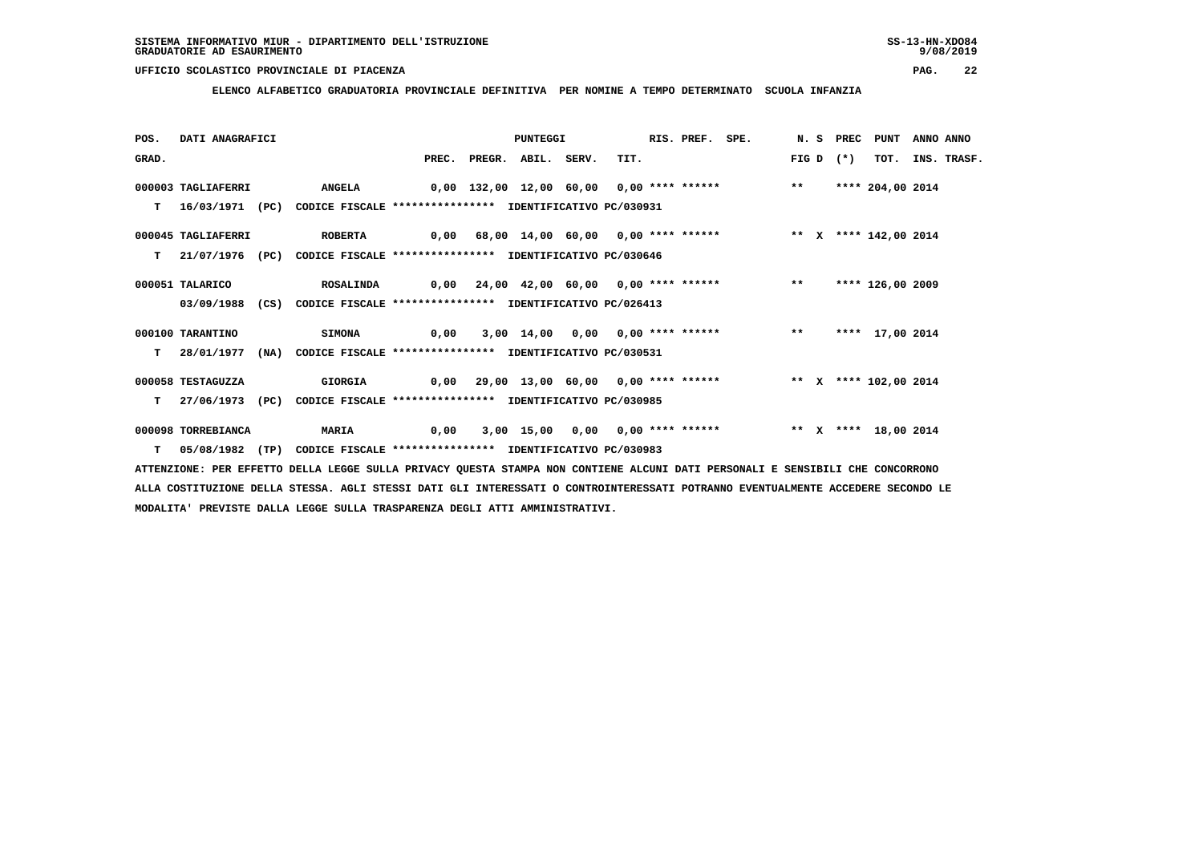**SISTEMA INFORMATIVO MIUR - DIPARTIMENTO DELL'ISTRUZIONE**
**GRADUATORIE AD ESAURIMENTO**

**UFFICIO SCOLASTICO PROVINCIALE DI PIACENZA**

**ELENCO ALFABETICO GRADUATORIA PROVINCIALE DEFINITIVA PER NOMINE A TEMPO DETERMINATO SCUOLA INFANZIA**

| POS. GRAD. | DATI ANAGRAFICI | | PREC. | PREGR. | ABIL. | SERV. | TIT. | RIS. | PREF. | SPE. | N. FIG | S D | PREC (*) | PUNT TOT. | ANNO INS. | ANNO TRASF. |
|---|---|---|---|---|---|---|---|---|---|---|---|---|---|---|---|---|
| 000003 | TAGLIAFERRI | ANGELA | 0,00 | 132,00 | 12,00 | 60,00 | 0,00 | **** | ****** | | ** | | **** | 204,00 | 2014 | |
| T | 16/03/1971 (PC) | CODICE FISCALE **************** IDENTIFICATIVO PC/030931 | | | | | | | | | | | | | | |
| 000045 | TAGLIAFERRI | ROBERTA | 0,00 | 68,00 | 14,00 | 60,00 | 0,00 | **** | ****** | | ** | X | **** | 142,00 | 2014 | |
| T | 21/07/1976 (PC) | CODICE FISCALE **************** IDENTIFICATIVO PC/030646 | | | | | | | | | | | | | | |
| 000051 | TALARICO | ROSALINDA | 0,00 | 24,00 | 42,00 | 60,00 | 0,00 | **** | ****** | | ** | | **** | 126,00 | 2009 | |
| | 03/09/1988 (CS) | CODICE FISCALE **************** IDENTIFICATIVO PC/026413 | | | | | | | | | | | | | | |
| 000100 | TARANTINO | SIMONA | 0,00 | 3,00 | 14,00 | 0,00 | 0,00 | **** | ****** | | ** | | **** | 17,00 | 2014 | |
| T | 28/01/1977 (NA) | CODICE FISCALE **************** IDENTIFICATIVO PC/030531 | | | | | | | | | | | | | | |
| 000058 | TESTAGUZZA | GIORGIA | 0,00 | 29,00 | 13,00 | 60,00 | 0,00 | **** | ****** | | ** | X | **** | 102,00 | 2014 | |
| T | 27/06/1973 (PC) | CODICE FISCALE **************** IDENTIFICATIVO PC/030985 | | | | | | | | | | | | | | |
| 000098 | TORREBIANCA | MARIA | 0,00 | 3,00 | 15,00 | 0,00 | 0,00 | **** | ****** | | ** | X | **** | 18,00 | 2014 | |
| T | 05/08/1982 (TP) | CODICE FISCALE **************** IDENTIFICATIVO PC/030983 | | | | | | | | | | | | | | |

ATTENZIONE: PER EFFETTO DELLA LEGGE SULLA PRIVACY QUESTA STAMPA NON CONTIENE ALCUNI DATI PERSONALI E SENSIBILI CHE CONCORRONO ALLA COSTITUZIONE DELLA STESSA. AGLI STESSI DATI GLI INTERESSATI O CONTROINTERESSATI POTRANNO EVENTUALMENTE ACCEDERE SECONDO LE MODALITA' PREVISTE DALLA LEGGE SULLA TRASPARENZA DEGLI ATTI AMMINISTRATIVI.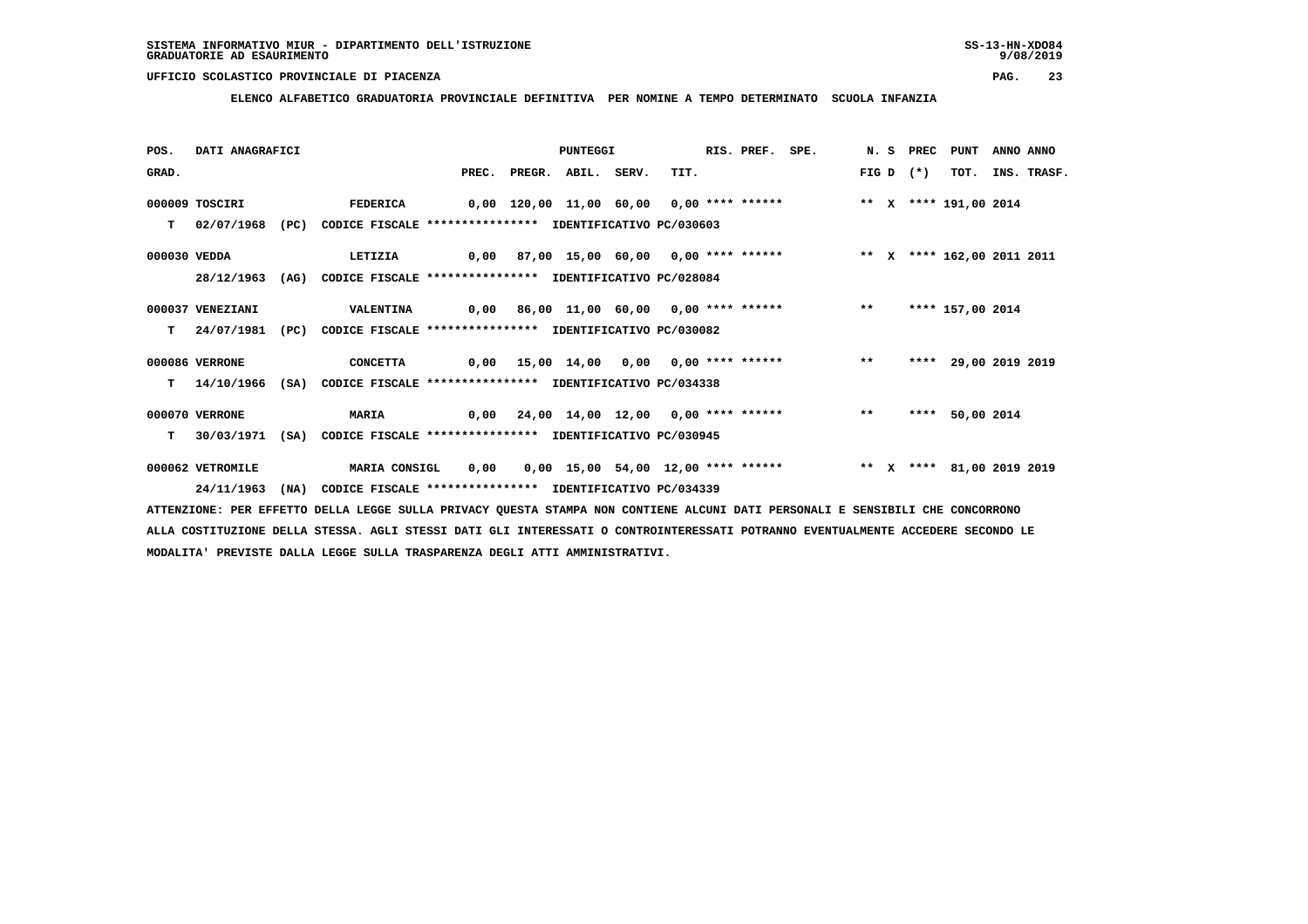SISTEMA INFORMATIVO MIUR - DIPARTIMENTO DELL'ISTRUZIONE
GRADUATORIE AD ESAURIMENTO

UFFICIO SCOLASTICO PROVINCIALE DI PIACENZA

**ELENCO ALFABETICO GRADUATORIA PROVINCIALE DEFINITIVA PER NOMINE A TEMPO DETERMINATO SCUOLA INFANZIA**

| POS. GRAD. | DATI ANAGRAFICI | | PREC. | PREGR. | ABIL. | SERV. | TIT. | RIS. | PREF. | SPE. | N. FIG | S D | PREC (*) | PUNT TOT. | ANNO INS. | ANNO TRASF. |
|---|---|---|---|---|---|---|---|---|---|---|---|---|---|---|---|---|
| 000009 | TOSCIRI | FEDERICA | 0,00 | 120,00 | 11,00 | 60,00 | 0,00 | **** | ****** | | ** | X | **** | 191,00 | 2014 | |
| T | 02/07/1968 (PC) | CODICE FISCALE **************** IDENTIFICATIVO PC/030603 | | | | | | | | | | | | | | |
| 000030 | VEDDA | LETIZIA | 0,00 | 87,00 | 15,00 | 60,00 | 0,00 | **** | ****** | | ** | X | **** | 162,00 | 2011 | 2011 |
| | 28/12/1963 (AG) | CODICE FISCALE **************** IDENTIFICATIVO PC/028084 | | | | | | | | | | | | | | |
| 000037 | VENEZIANI | VALENTINA | 0,00 | 86,00 | 11,00 | 60,00 | 0,00 | **** | ****** | | ** | | **** | 157,00 | 2014 | |
| T | 24/07/1981 (PC) | CODICE FISCALE **************** IDENTIFICATIVO PC/030082 | | | | | | | | | | | | | | |
| 000086 | VERRONE | CONCETTA | 0,00 | 15,00 | 14,00 | 0,00 | 0,00 | **** | ****** | | ** | | **** | 29,00 | 2019 | 2019 |
| T | 14/10/1966 (SA) | CODICE FISCALE **************** IDENTIFICATIVO PC/034338 | | | | | | | | | | | | | | |
| 000070 | VERRONE | MARIA | 0,00 | 24,00 | 14,00 | 12,00 | 0,00 | **** | ****** | | ** | | **** | 50,00 | 2014 | |
| T | 30/03/1971 (SA) | CODICE FISCALE **************** IDENTIFICATIVO PC/030945 | | | | | | | | | | | | | | |
| 000062 | VETROMILE | MARIA CONSIGL | 0,00 | 0,00 | 15,00 | 54,00 | 12,00 | **** | ****** | | ** | X | **** | 81,00 | 2019 | 2019 |
| | 24/11/1963 (NA) | CODICE FISCALE **************** IDENTIFICATIVO PC/034339 | | | | | | | | | | | | | | |

ATTENZIONE: PER EFFETTO DELLA LEGGE SULLA PRIVACY QUESTA STAMPA NON CONTIENE ALCUNI DATI PERSONALI E SENSIBILI CHE CONCORRONO ALLA COSTITUZIONE DELLA STESSA. AGLI STESSI DATI GLI INTERESSATI O CONTROINTERESSATI POTRANNO EVENTUALMENTE ACCEDERE SECONDO LE MODALITA' PREVISTE DALLA LEGGE SULLA TRASPARENZA DEGLI ATTI AMMINISTRATIVI.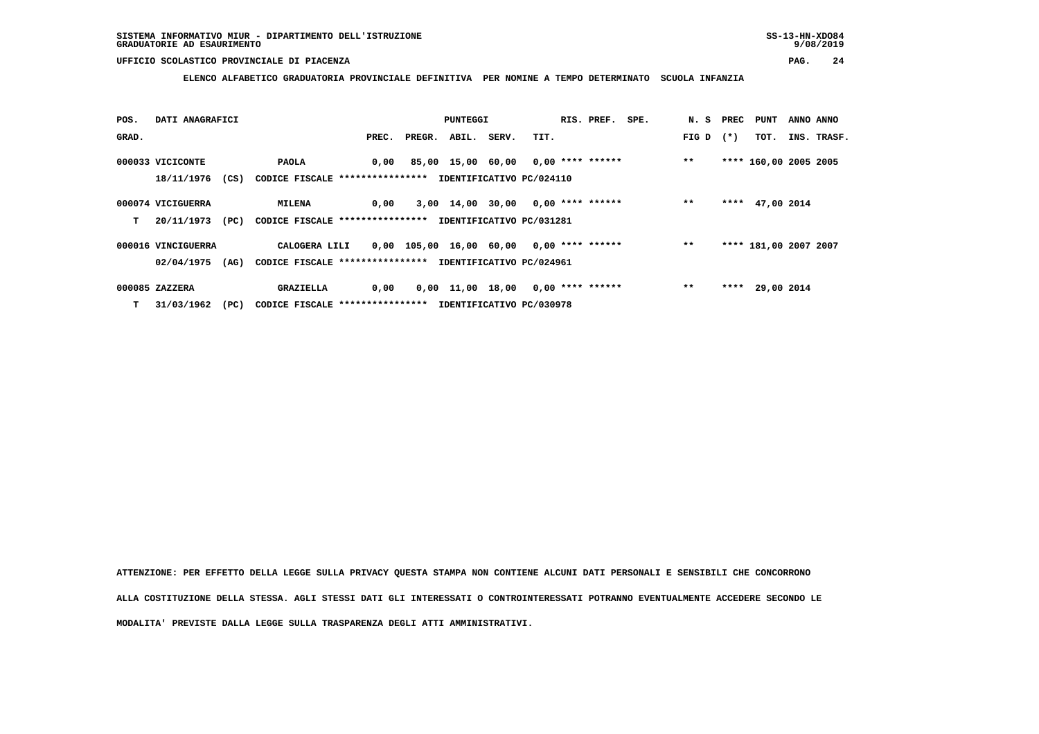SISTEMA INFORMATIVO MIUR - DIPARTIMENTO DELL'ISTRUZIONE
GRADUATORIE AD ESAURIMENTO

UFFICIO SCOLASTICO PROVINCIALE DI PIACENZA

**ELENCO ALFABETICO GRADUATORIA PROVINCIALE DEFINITIVA PER NOMINE A TEMPO DETERMINATO SCUOLA INFANZIA**

| POS. GRAD. | DATI ANAGRAFICI | | PREC. | PREGR. | ABIL. | SERV. | TIT. | RIS. | PREF. | SPE. | N. S FIG D | PREC (*) | PUNT TOT. | ANNO INS. | ANNO TRASF. |
|---|---|---|---|---|---|---|---|---|---|---|---|---|---|---|---|
| 000033 | VICICONTE | PAOLA | 0,00 | 85,00 | 15,00 | 60,00 | 0,00 | **** | ****** | | ** | **** | 160,00 | 2005 | 2005 |
| | 18/11/1976 (CS) | CODICE FISCALE **************** IDENTIFICATIVO PC/024110 | | | | | | | | | | | | | |
| 000074 | VICIGUERRA | MILENA | 0,00 | 3,00 | 14,00 | 30,00 | 0,00 | **** | ****** | | ** | **** | 47,00 | 2014 | |
| T | 20/11/1973 (PC) | CODICE FISCALE **************** IDENTIFICATIVO PC/031281 | | | | | | | | | | | | | |
| 000016 | VINCIGUERRA | CALOGERA LILI | 0,00 | 105,00 | 16,00 | 60,00 | 0,00 | **** | ****** | | ** | **** | 181,00 | 2007 | 2007 |
| | 02/04/1975 (AG) | CODICE FISCALE **************** IDENTIFICATIVO PC/024961 | | | | | | | | | | | | | |
| 000085 | ZAZZERA | GRAZIELLA | 0,00 | 0,00 | 11,00 | 18,00 | 0,00 | **** | ****** | | ** | **** | 29,00 | 2014 | |
| T | 31/03/1962 (PC) | CODICE FISCALE **************** IDENTIFICATIVO PC/030978 | | | | | | | | | | | | | |

ATTENZIONE: PER EFFETTO DELLA LEGGE SULLA PRIVACY QUESTA STAMPA NON CONTIENE ALCUNI DATI PERSONALI E SENSIBILI CHE CONCORRONO ALLA COSTITUZIONE DELLA STESSA. AGLI STESSI DATI GLI INTERESSATI O CONTROINTERESSATI POTRANNO EVENTUALMENTE ACCEDERE SECONDO LE MODALITA' PREVISTE DALLA LEGGE SULLA TRASPARENZA DEGLI ATTI AMMINISTRATIVI.